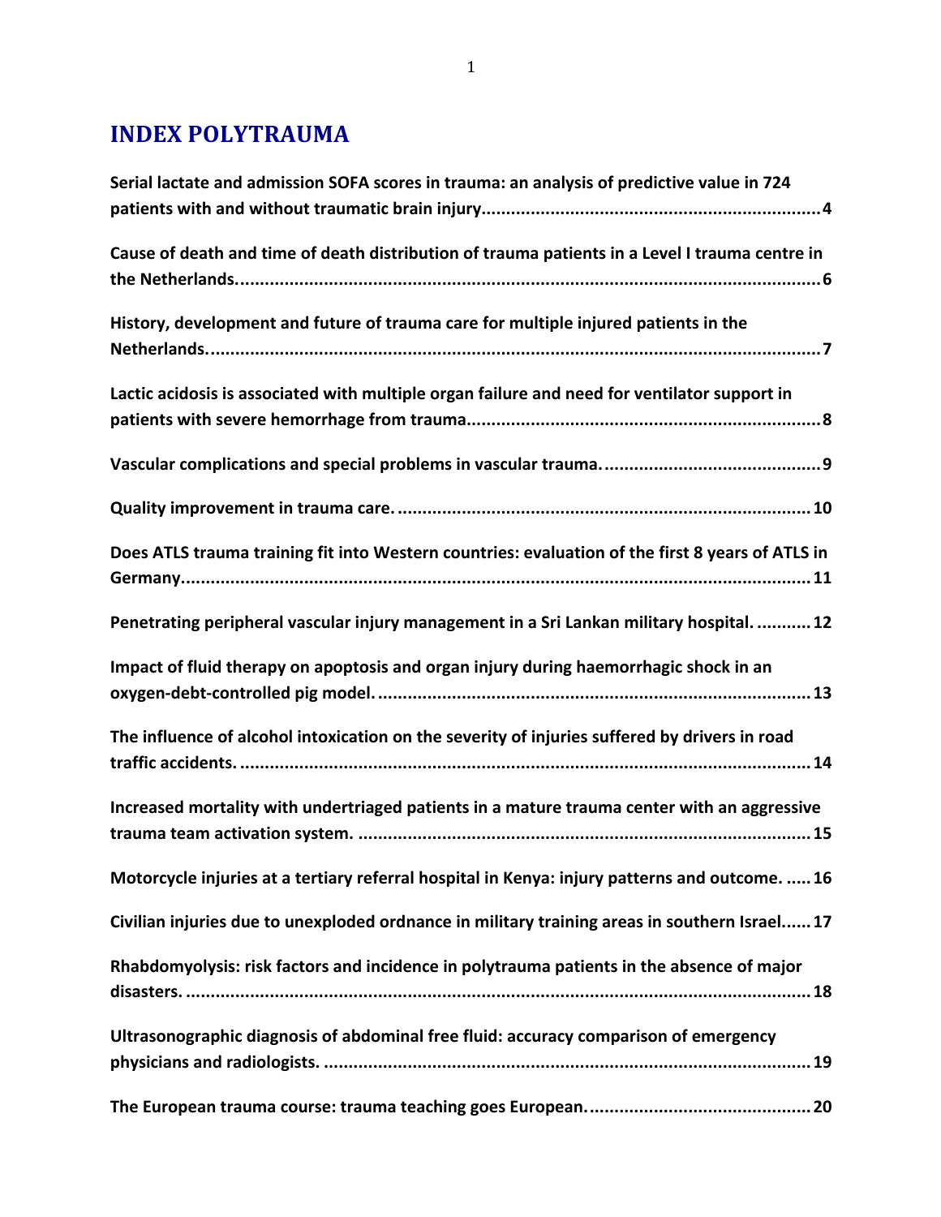# INDEX POLYTRAUMA

**Serial lactate and admission SOFA scores in trauma: an analysis of predictive value in 724 patients with and without traumatic brain injury.....................................................................4**

**Cause of death and time of death distribution of trauma patients in a Level I trauma centre in the Netherlands.........................................................................................................................6**

**History, development and future of trauma care for multiple injured patients in the Netherlands..............................................................................................................................7**

**Lactic acidosis is associated with multiple organ failure and need for ventilator support in patients with severe hemorrhage from trauma.......................................................................8**

**Vascular complications and special problems in vascular trauma............................................9**

**Quality improvement in trauma care. ....................................................................................10**

**Does ATLS trauma training fit into Western countries: evaluation of the first 8 years of ATLS in Germany...............................................................................................................................11**

**Penetrating peripheral vascular injury management in a Sri Lankan military hospital. ...........12**

**Impact of fluid therapy on apoptosis and organ injury during haemorrhagic shock in an oxygen-debt-controlled pig model..........................................................................................13**

**The influence of alcohol intoxication on the severity of injuries suffered by drivers in road traffic accidents. ...................................................................................................................14**

**Increased mortality with undertriaged patients in a mature trauma center with an aggressive trauma team activation system. ...........................................................................................15**

**Motorcycle injuries at a tertiary referral hospital in Kenya: injury patterns and outcome. .....16**

**Civilian injuries due to unexploded ordnance in military training areas in southern Israel......17**

**Rhabdomyolysis: risk factors and incidence in polytrauma patients in the absence of major disasters. ..............................................................................................................................18**

**Ultrasonographic diagnosis of abdominal free fluid: accuracy comparison of emergency physicians and radiologists. ..................................................................................................19**

**The European trauma course: trauma teaching goes European.............................................20**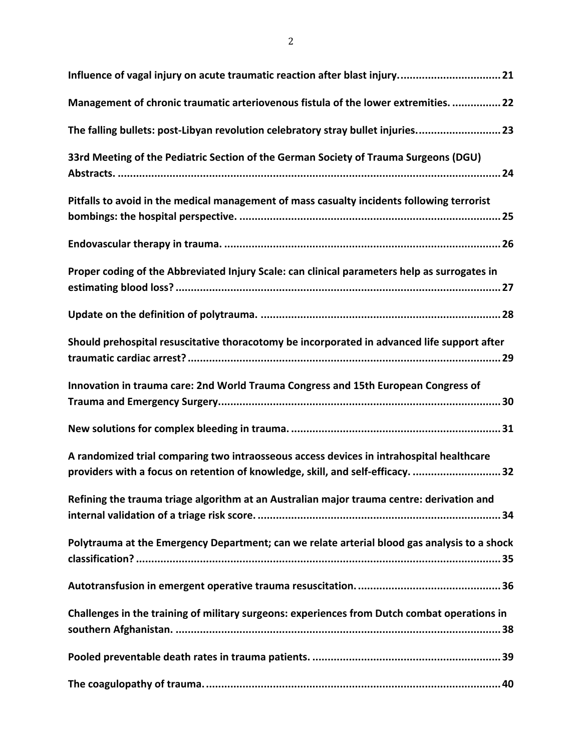**Influence of vagal injury on acute traumatic reaction after blast injury.** .................................. **21**

**Management of chronic traumatic arteriovenous fistula of the lower extremities.** ................ **22**

**The falling bullets: post-Libyan revolution celebratory stray bullet injuries.** ........................... **23**

**33rd Meeting of the Pediatric Section of the German Society of Trauma Surgeons (DGU) Abstracts.** ............................................................................................................................. **24**

**Pitfalls to avoid in the medical management of mass casualty incidents following terrorist bombings: the hospital perspective.** ..................................................................................... **25**

**Endovascular therapy in trauma.** .......................................................................................... **26**

**Proper coding of the Abbreviated Injury Scale: can clinical parameters help as surrogates in estimating blood loss?** ......................................................................................................... **27**

**Update on the definition of polytrauma.** .............................................................................. **28**

**Should prehospital resuscitative thoracotomy be incorporated in advanced life support after traumatic cardiac arrest?** ..................................................................................................... **29**

**Innovation in trauma care: 2nd World Trauma Congress and 15th European Congress of Trauma and Emergency Surgery.** ........................................................................................... **30**

**New solutions for complex bleeding in trauma.** .................................................................... **31**

**A randomized trial comparing two intraosseous access devices in intrahospital healthcare providers with a focus on retention of knowledge, skill, and self-efficacy.** ............................ **32**

**Refining the trauma triage algorithm at an Australian major trauma centre: derivation and internal validation of a triage risk score.** ............................................................................... **34**

**Polytrauma at the Emergency Department; can we relate arterial blood gas analysis to a shock classification?** ....................................................................................................................... **35**

**Autotransfusion in emergent operative trauma resuscitation.** ............................................... **36**

**Challenges in the training of military surgeons: experiences from Dutch combat operations in southern Afghanistan.** .......................................................................................................... **38**

**Pooled preventable death rates in trauma patients.** .............................................................. **39**

**The coagulopathy of trauma.** ................................................................................................ **40**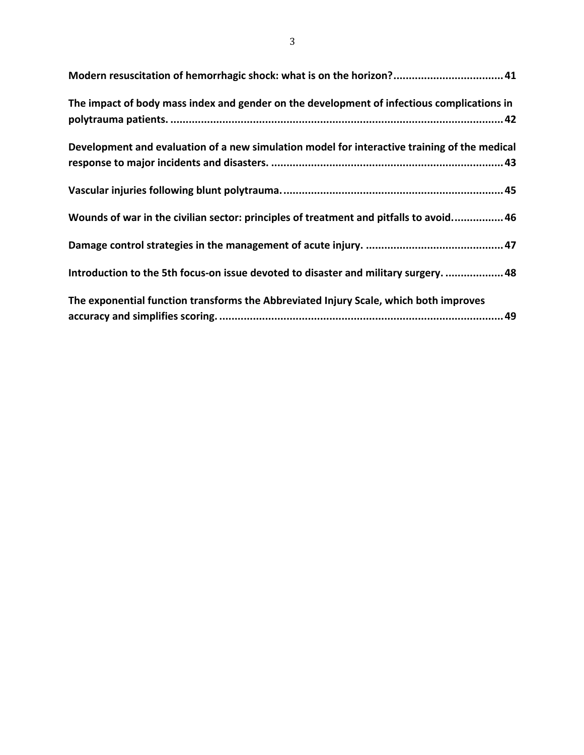**Modern resuscitation of hemorrhagic shock: what is on the horizon?** .................................... 41

**The impact of body mass index and gender on the development of infectious complications in polytrauma patients.** ........................................................................................................... 42

**Development and evaluation of a new simulation model for interactive training of the medical response to major incidents and disasters.** ......................................................................... 43

**Vascular injuries following blunt polytrauma.** ...................................................................... 45

**Wounds of war in the civilian sector: principles of treatment and pitfalls to avoid.** ................ 46

**Damage control strategies in the management of acute injury.** ............................................ 47

**Introduction to the 5th focus-on issue devoted to disaster and military surgery.** .................. 48

**The exponential function transforms the Abbreviated Injury Scale, which both improves accuracy and simplifies scoring.** ............................................................................................ 49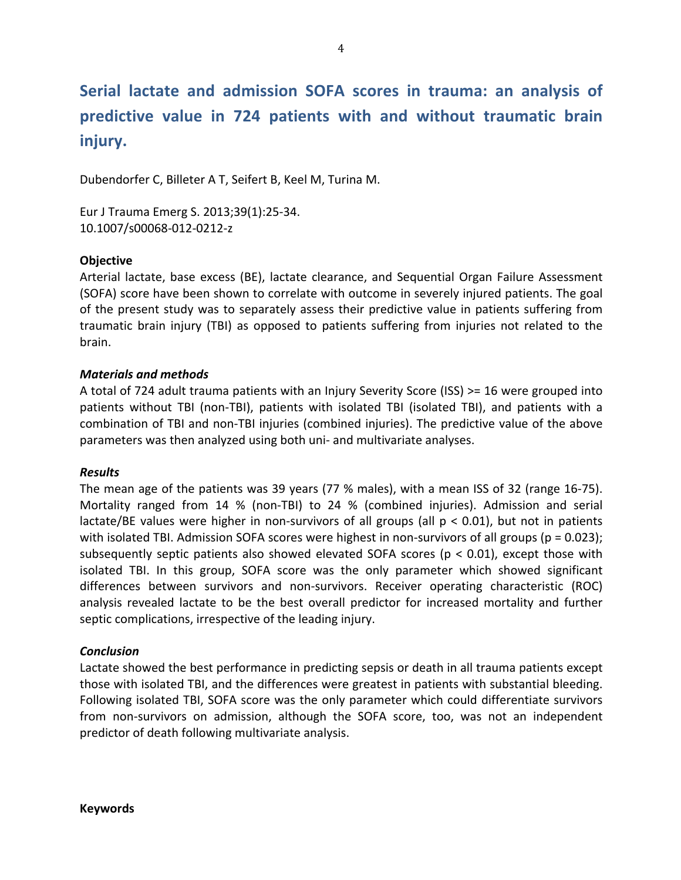# Serial lactate and admission SOFA scores in trauma: an analysis of predictive value in 724 patients with and without traumatic brain injury.

Dubendorfer C, Billeter A T, Seifert B, Keel M, Turina M.

Eur J Trauma Emerg S. 2013;39(1):25-34.
10.1007/s00068-012-0212-z

**Objective**

Arterial lactate, base excess (BE), lactate clearance, and Sequential Organ Failure Assessment (SOFA) score have been shown to correlate with outcome in severely injured patients. The goal of the present study was to separately assess their predictive value in patients suffering from traumatic brain injury (TBI) as opposed to patients suffering from injuries not related to the brain.

***Materials and methods***

A total of 724 adult trauma patients with an Injury Severity Score (ISS) >= 16 were grouped into patients without TBI (non-TBI), patients with isolated TBI (isolated TBI), and patients with a combination of TBI and non-TBI injuries (combined injuries). The predictive value of the above parameters was then analyzed using both uni- and multivariate analyses.

***Results***

The mean age of the patients was 39 years (77 % males), with a mean ISS of 32 (range 16-75). Mortality ranged from 14 % (non-TBI) to 24 % (combined injuries). Admission and serial lactate/BE values were higher in non-survivors of all groups (all $p < 0.01$), but not in patients with isolated TBI. Admission SOFA scores were highest in non-survivors of all groups ($p = 0.023$); subsequently septic patients also showed elevated SOFA scores ($p < 0.01$), except those with isolated TBI. In this group, SOFA score was the only parameter which showed significant differences between survivors and non-survivors. Receiver operating characteristic (ROC) analysis revealed lactate to be the best overall predictor for increased mortality and further septic complications, irrespective of the leading injury.

***Conclusion***

Lactate showed the best performance in predicting sepsis or death in all trauma patients except those with isolated TBI, and the differences were greatest in patients with substantial bleeding. Following isolated TBI, SOFA score was the only parameter which could differentiate survivors from non-survivors on admission, although the SOFA score, too, was not an independent predictor of death following multivariate analysis.

**Keywords**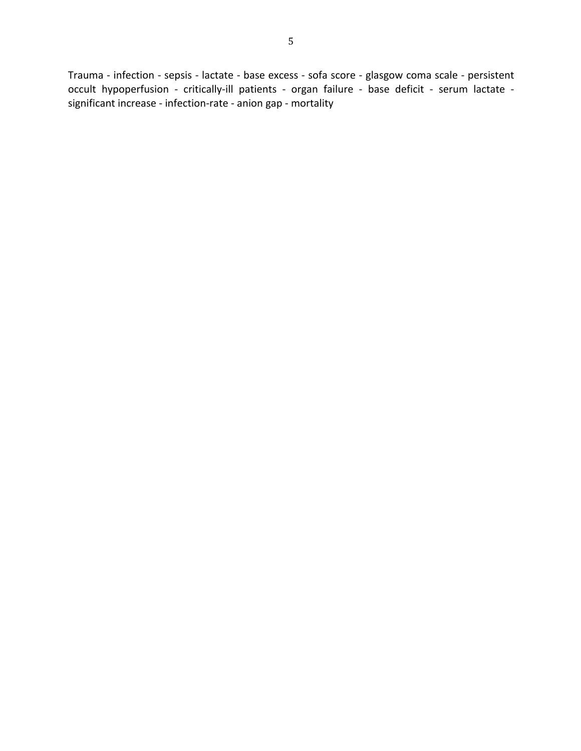Trauma - infection - sepsis - lactate - base excess - sofa score - glasgow coma scale - persistent occult hypoperfusion - critically-ill patients - organ failure - base deficit - serum lactate - significant increase - infection-rate - anion gap - mortality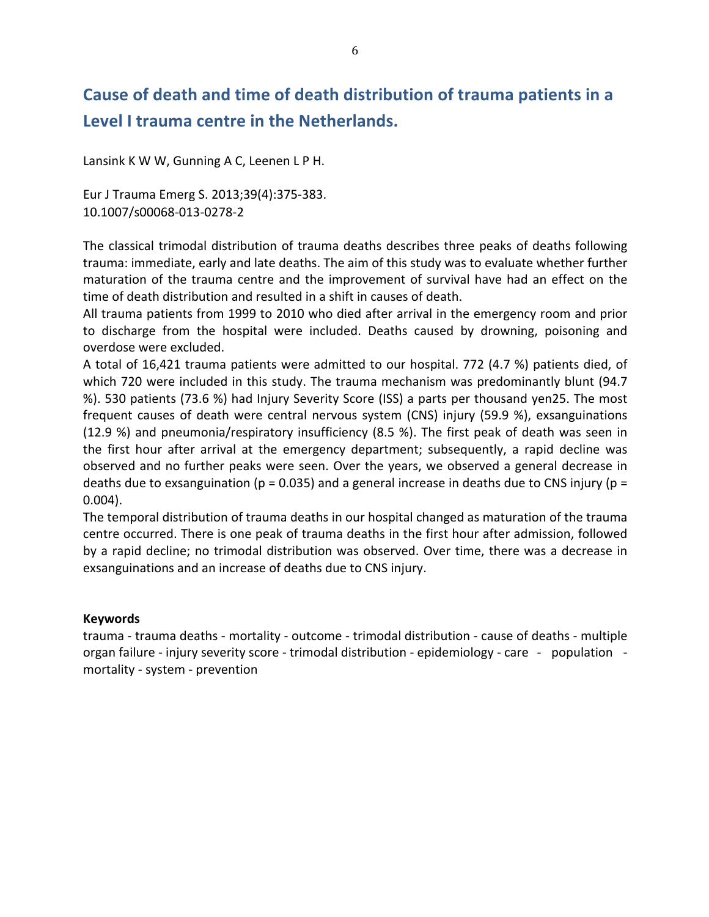# Cause of death and time of death distribution of trauma patients in a Level I trauma centre in the Netherlands.

Lansink K W W, Gunning A C, Leenen L P H.

Eur J Trauma Emerg S. 2013;39(4):375-383.
10.1007/s00068-013-0278-2

The classical trimodal distribution of trauma deaths describes three peaks of deaths following trauma: immediate, early and late deaths. The aim of this study was to evaluate whether further maturation of the trauma centre and the improvement of survival have had an effect on the time of death distribution and resulted in a shift in causes of death.
All trauma patients from 1999 to 2010 who died after arrival in the emergency room and prior to discharge from the hospital were included. Deaths caused by drowning, poisoning and overdose were excluded.
A total of 16,421 trauma patients were admitted to our hospital. 772 (4.7 %) patients died, of which 720 were included in this study. The trauma mechanism was predominantly blunt (94.7 %). 530 patients (73.6 %) had Injury Severity Score (ISS) a parts per thousand yen25. The most frequent causes of death were central nervous system (CNS) injury (59.9 %), exsanguinations (12.9 %) and pneumonia/respiratory insufficiency (8.5 %). The first peak of death was seen in the first hour after arrival at the emergency department; subsequently, a rapid decline was observed and no further peaks were seen. Over the years, we observed a general decrease in deaths due to exsanguination ($p = 0.035$) and a general increase in deaths due to CNS injury ($p = 0.004$).
The temporal distribution of trauma deaths in our hospital changed as maturation of the trauma centre occurred. There is one peak of trauma deaths in the first hour after admission, followed by a rapid decline; no trimodal distribution was observed. Over time, there was a decrease in exsanguinations and an increase of deaths due to CNS injury.

**Keywords**
trauma - trauma deaths - mortality - outcome - trimodal distribution - cause of deaths - multiple organ failure - injury severity score - trimodal distribution - epidemiology - care - population - mortality - system - prevention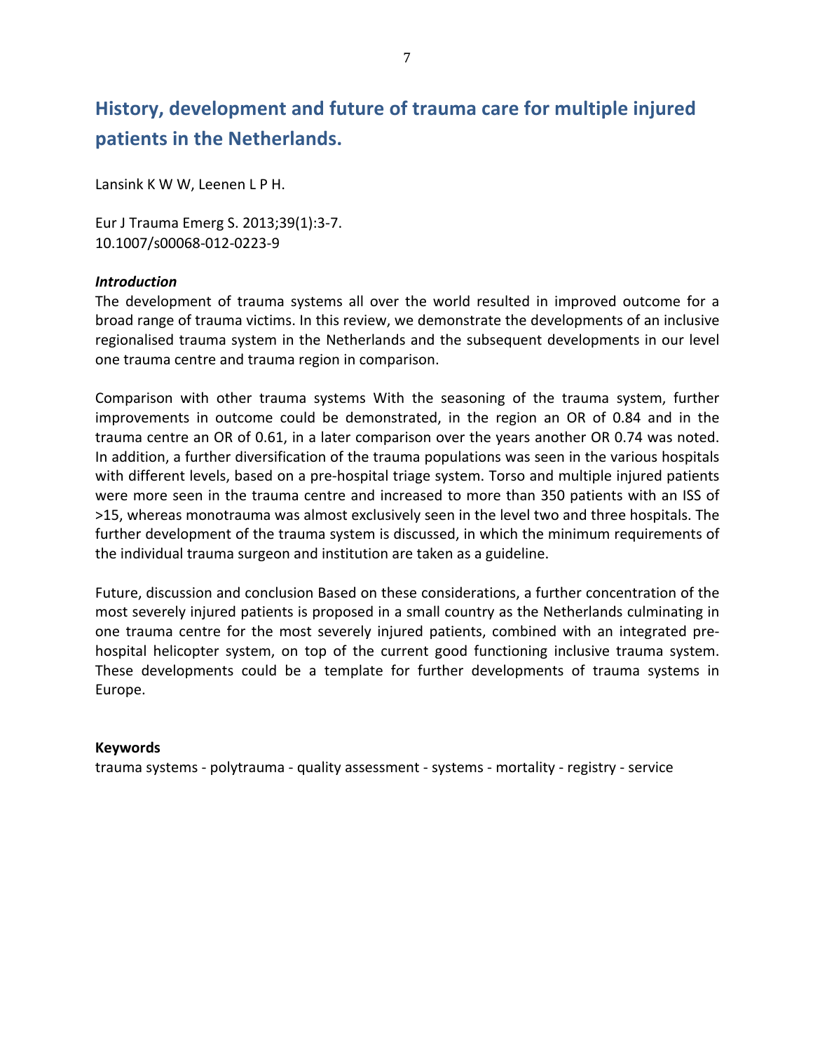# History, development and future of trauma care for multiple injured patients in the Netherlands.

Lansink K W W, Leenen L P H.

Eur J Trauma Emerg S. 2013;39(1):3-7.
10.1007/s00068-012-0223-9

***Introduction***

The development of trauma systems all over the world resulted in improved outcome for a broad range of trauma victims. In this review, we demonstrate the developments of an inclusive regionalised trauma system in the Netherlands and the subsequent developments in our level one trauma centre and trauma region in comparison.

Comparison with other trauma systems With the seasoning of the trauma system, further improvements in outcome could be demonstrated, in the region an OR of 0.84 and in the trauma centre an OR of 0.61, in a later comparison over the years another OR 0.74 was noted. In addition, a further diversification of the trauma populations was seen in the various hospitals with different levels, based on a pre-hospital triage system. Torso and multiple injured patients were more seen in the trauma centre and increased to more than 350 patients with an ISS of >15, whereas monotrauma was almost exclusively seen in the level two and three hospitals. The further development of the trauma system is discussed, in which the minimum requirements of the individual trauma surgeon and institution are taken as a guideline.

Future, discussion and conclusion Based on these considerations, a further concentration of the most severely injured patients is proposed in a small country as the Netherlands culminating in one trauma centre for the most severely injured patients, combined with an integrated pre-hospital helicopter system, on top of the current good functioning inclusive trauma system. These developments could be a template for further developments of trauma systems in Europe.

**Keywords**

trauma systems - polytrauma - quality assessment - systems - mortality - registry - service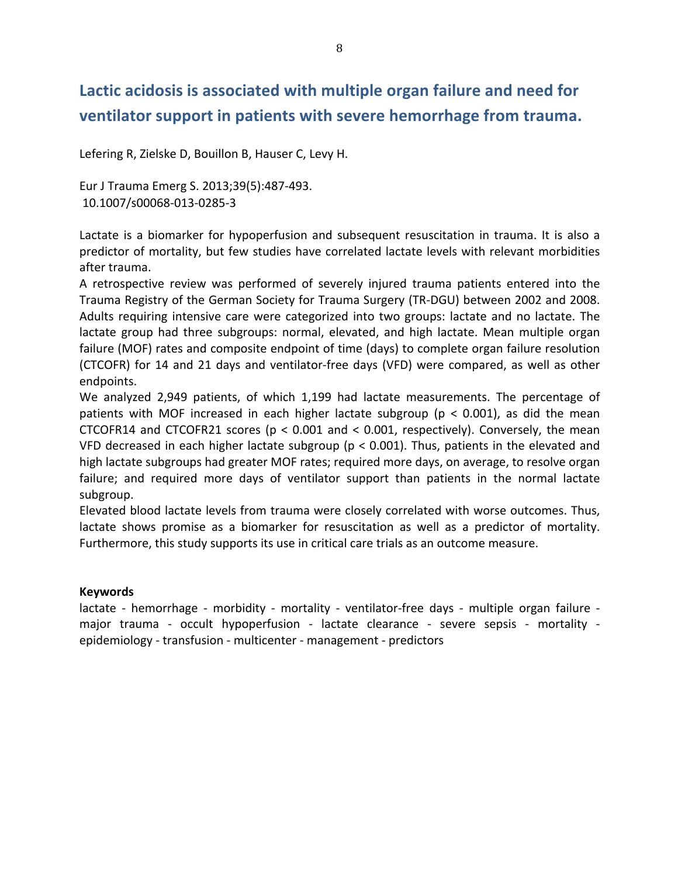## Lactic acidosis is associated with multiple organ failure and need for ventilator support in patients with severe hemorrhage from trauma.

Lefering R, Zielske D, Bouillon B, Hauser C, Levy H.

Eur J Trauma Emerg S. 2013;39(5):487-493.
10.1007/s00068-013-0285-3

Lactate is a biomarker for hypoperfusion and subsequent resuscitation in trauma. It is also a predictor of mortality, but few studies have correlated lactate levels with relevant morbidities after trauma.

A retrospective review was performed of severely injured trauma patients entered into the Trauma Registry of the German Society for Trauma Surgery (TR-DGU) between 2002 and 2008. Adults requiring intensive care were categorized into two groups: lactate and no lactate. The lactate group had three subgroups: normal, elevated, and high lactate. Mean multiple organ failure (MOF) rates and composite endpoint of time (days) to complete organ failure resolution (CTCOFR) for 14 and 21 days and ventilator-free days (VFD) were compared, as well as other endpoints.

We analyzed 2,949 patients, of which 1,199 had lactate measurements. The percentage of patients with MOF increased in each higher lactate subgroup ($p < 0.001$), as did the mean CTCOFR14 and CTCOFR21 scores ($p < 0.001$ and $< 0.001$, respectively). Conversely, the mean VFD decreased in each higher lactate subgroup ($p < 0.001$). Thus, patients in the elevated and high lactate subgroups had greater MOF rates; required more days, on average, to resolve organ failure; and required more days of ventilator support than patients in the normal lactate subgroup.

Elevated blood lactate levels from trauma were closely correlated with worse outcomes. Thus, lactate shows promise as a biomarker for resuscitation as well as a predictor of mortality. Furthermore, this study supports its use in critical care trials as an outcome measure.

**Keywords**

lactate - hemorrhage - morbidity - mortality - ventilator-free days - multiple organ failure - major trauma - occult hypoperfusion - lactate clearance - severe sepsis - mortality - epidemiology - transfusion - multicenter - management - predictors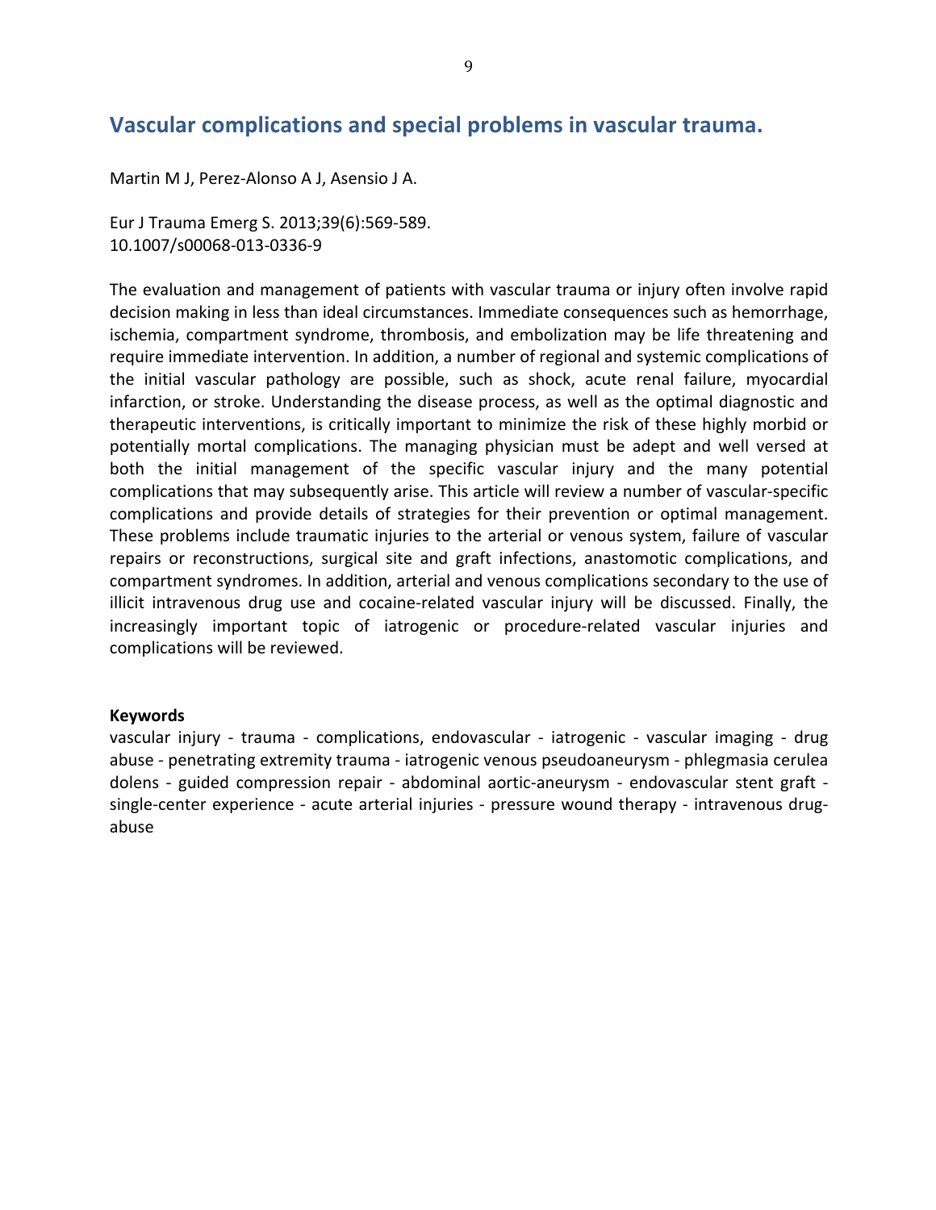## Vascular complications and special problems in vascular trauma.

Martin M J, Perez-Alonso A J, Asensio J A.

Eur J Trauma Emerg S. 2013;39(6):569-589.
10.1007/s00068-013-0336-9

The evaluation and management of patients with vascular trauma or injury often involve rapid decision making in less than ideal circumstances. Immediate consequences such as hemorrhage, ischemia, compartment syndrome, thrombosis, and embolization may be life threatening and require immediate intervention. In addition, a number of regional and systemic complications of the initial vascular pathology are possible, such as shock, acute renal failure, myocardial infarction, or stroke. Understanding the disease process, as well as the optimal diagnostic and therapeutic interventions, is critically important to minimize the risk of these highly morbid or potentially mortal complications. The managing physician must be adept and well versed at both the initial management of the specific vascular injury and the many potential complications that may subsequently arise. This article will review a number of vascular-specific complications and provide details of strategies for their prevention or optimal management. These problems include traumatic injuries to the arterial or venous system, failure of vascular repairs or reconstructions, surgical site and graft infections, anastomotic complications, and compartment syndromes. In addition, arterial and venous complications secondary to the use of illicit intravenous drug use and cocaine-related vascular injury will be discussed. Finally, the increasingly important topic of iatrogenic or procedure-related vascular injuries and complications will be reviewed.

**Keywords**

vascular injury - trauma - complications, endovascular - iatrogenic - vascular imaging - drug abuse - penetrating extremity trauma - iatrogenic venous pseudoaneurysm - phlegmasia cerulea dolens - guided compression repair - abdominal aortic-aneurysm - endovascular stent graft - single-center experience - acute arterial injuries - pressure wound therapy - intravenous drug-abuse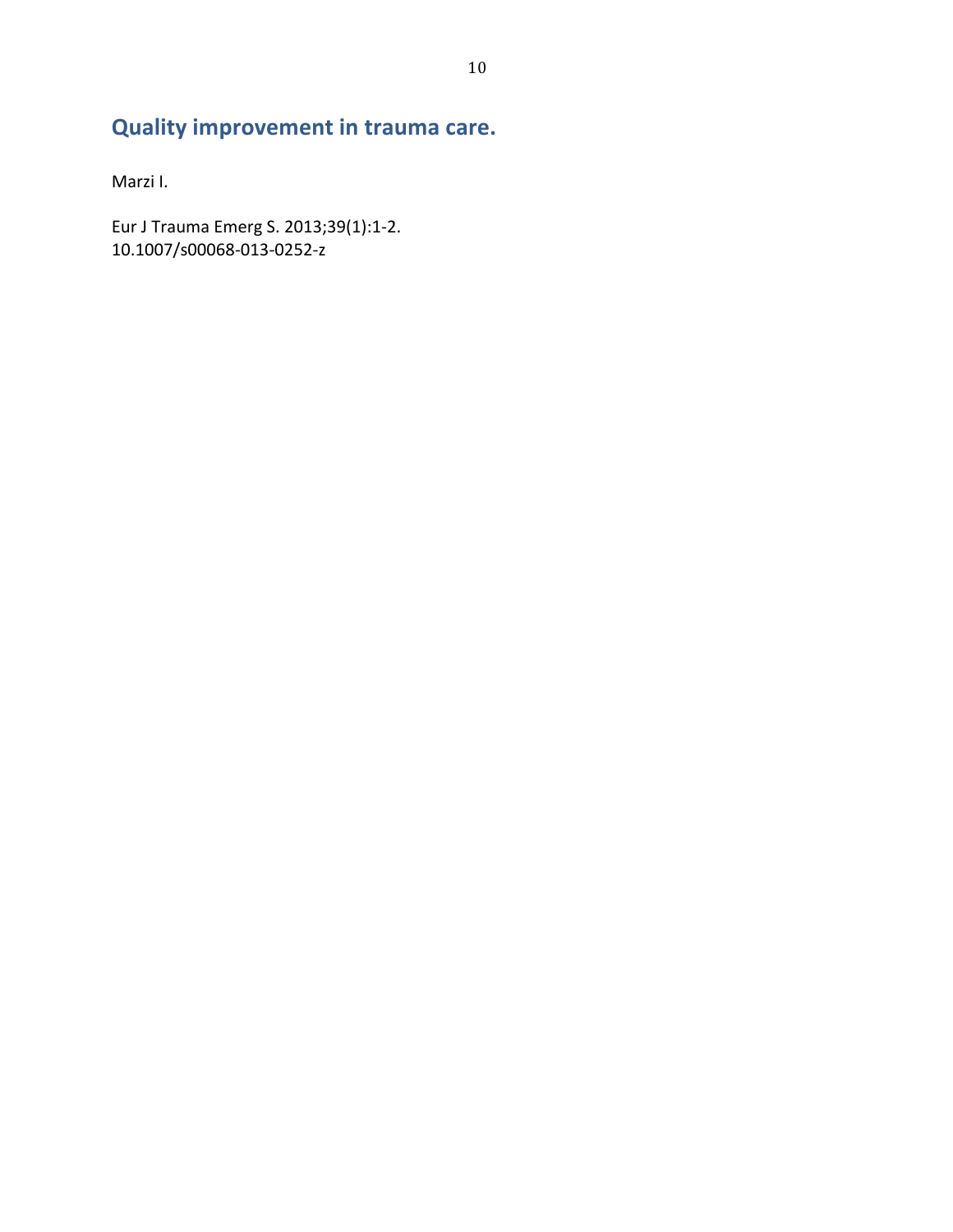## Quality improvement in trauma care.

Marzi I.

Eur J Trauma Emerg S. 2013;39(1):1-2.  
10.1007/s00068-013-0252-z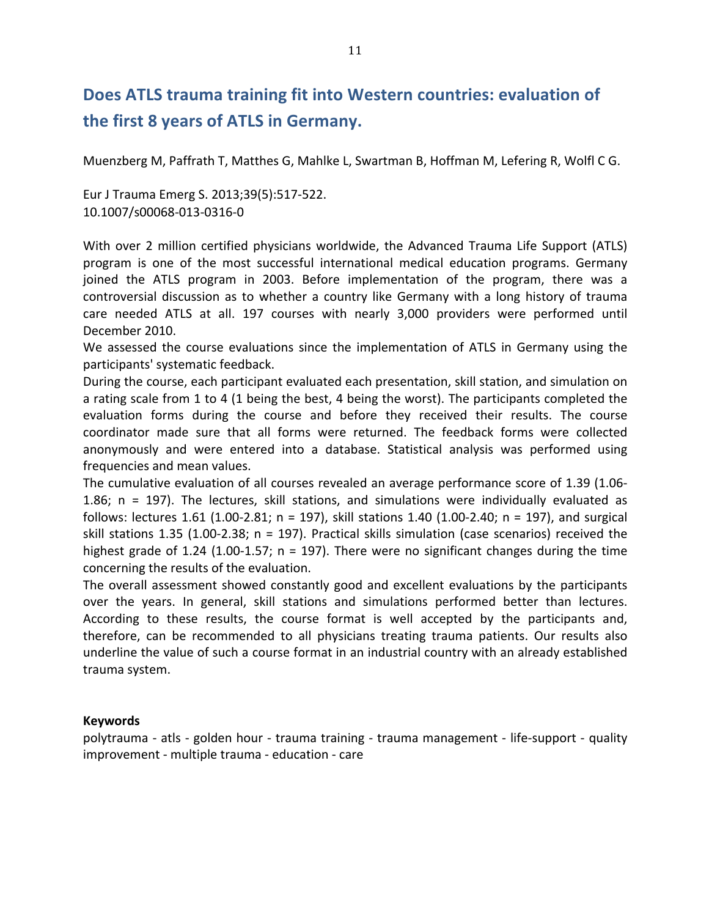# Does ATLS trauma training fit into Western countries: evaluation of the first 8 years of ATLS in Germany.

Muenzberg M, Paffrath T, Matthes G, Mahlke L, Swartman B, Hoffman M, Lefering R, Wolfl C G.

Eur J Trauma Emerg S. 2013;39(5):517-522.
10.1007/s00068-013-0316-0

With over 2 million certified physicians worldwide, the Advanced Trauma Life Support (ATLS) program is one of the most successful international medical education programs. Germany joined the ATLS program in 2003. Before implementation of the program, there was a controversial discussion as to whether a country like Germany with a long history of trauma care needed ATLS at all. 197 courses with nearly 3,000 providers were performed until December 2010.
We assessed the course evaluations since the implementation of ATLS in Germany using the participants' systematic feedback.
During the course, each participant evaluated each presentation, skill station, and simulation on a rating scale from 1 to 4 (1 being the best, 4 being the worst). The participants completed the evaluation forms during the course and before they received their results. The course coordinator made sure that all forms were returned. The feedback forms were collected anonymously and were entered into a database. Statistical analysis was performed using frequencies and mean values.
The cumulative evaluation of all courses revealed an average performance score of 1.39 (1.06-1.86; n = 197). The lectures, skill stations, and simulations were individually evaluated as follows: lectures 1.61 (1.00-2.81; n = 197), skill stations 1.40 (1.00-2.40; n = 197), and surgical skill stations 1.35 (1.00-2.38; n = 197). Practical skills simulation (case scenarios) received the highest grade of 1.24 (1.00-1.57; n = 197). There were no significant changes during the time concerning the results of the evaluation.
The overall assessment showed constantly good and excellent evaluations by the participants over the years. In general, skill stations and simulations performed better than lectures. According to these results, the course format is well accepted by the participants and, therefore, can be recommended to all physicians treating trauma patients. Our results also underline the value of such a course format in an industrial country with an already established trauma system.

**Keywords**
polytrauma - atls - golden hour - trauma training - trauma management - life-support - quality improvement - multiple trauma - education - care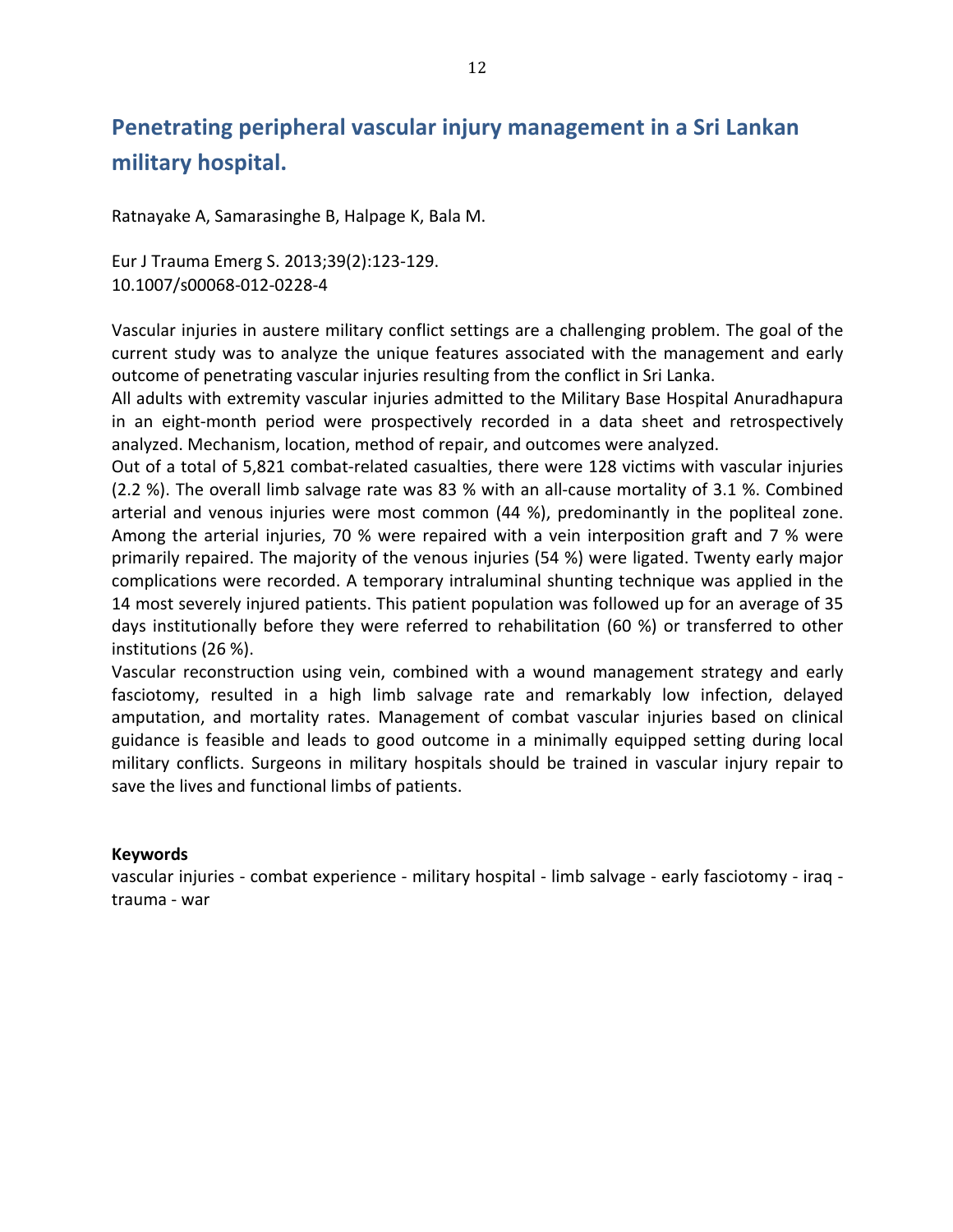# Penetrating peripheral vascular injury management in a Sri Lankan military hospital.

Ratnayake A, Samarasinghe B, Halpage K, Bala M.

Eur J Trauma Emerg S. 2013;39(2):123-129.
10.1007/s00068-012-0228-4

Vascular injuries in austere military conflict settings are a challenging problem. The goal of the current study was to analyze the unique features associated with the management and early outcome of penetrating vascular injuries resulting from the conflict in Sri Lanka.
All adults with extremity vascular injuries admitted to the Military Base Hospital Anuradhapura in an eight-month period were prospectively recorded in a data sheet and retrospectively analyzed. Mechanism, location, method of repair, and outcomes were analyzed.
Out of a total of 5,821 combat-related casualties, there were 128 victims with vascular injuries (2.2 %). The overall limb salvage rate was 83 % with an all-cause mortality of 3.1 %. Combined arterial and venous injuries were most common (44 %), predominantly in the popliteal zone. Among the arterial injuries, 70 % were repaired with a vein interposition graft and 7 % were primarily repaired. The majority of the venous injuries (54 %) were ligated. Twenty early major complications were recorded. A temporary intraluminal shunting technique was applied in the 14 most severely injured patients. This patient population was followed up for an average of 35 days institutionally before they were referred to rehabilitation (60 %) or transferred to other institutions (26 %).
Vascular reconstruction using vein, combined with a wound management strategy and early fasciotomy, resulted in a high limb salvage rate and remarkably low infection, delayed amputation, and mortality rates. Management of combat vascular injuries based on clinical guidance is feasible and leads to good outcome in a minimally equipped setting during local military conflicts. Surgeons in military hospitals should be trained in vascular injury repair to save the lives and functional limbs of patients.

**Keywords**
vascular injuries - combat experience - military hospital - limb salvage - early fasciotomy - iraq - trauma - war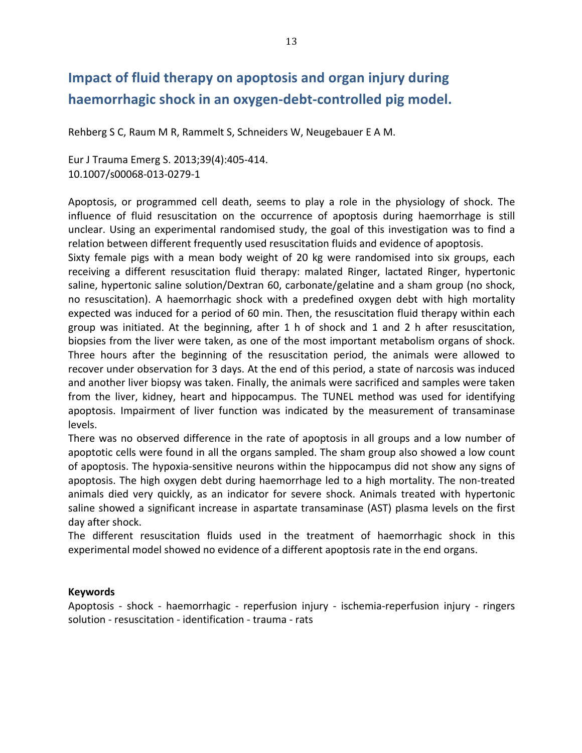# Impact of fluid therapy on apoptosis and organ injury during haemorrhagic shock in an oxygen-debt-controlled pig model.

Rehberg S C, Raum M R, Rammelt S, Schneiders W, Neugebauer E A M.

Eur J Trauma Emerg S. 2013;39(4):405-414.
10.1007/s00068-013-0279-1

Apoptosis, or programmed cell death, seems to play a role in the physiology of shock. The influence of fluid resuscitation on the occurrence of apoptosis during haemorrhage is still unclear. Using an experimental randomised study, the goal of this investigation was to find a relation between different frequently used resuscitation fluids and evidence of apoptosis.
Sixty female pigs with a mean body weight of 20 kg were randomised into six groups, each receiving a different resuscitation fluid therapy: malated Ringer, lactated Ringer, hypertonic saline, hypertonic saline solution/Dextran 60, carbonate/gelatine and a sham group (no shock, no resuscitation). A haemorrhagic shock with a predefined oxygen debt with high mortality expected was induced for a period of 60 min. Then, the resuscitation fluid therapy within each group was initiated. At the beginning, after 1 h of shock and 1 and 2 h after resuscitation, biopsies from the liver were taken, as one of the most important metabolism organs of shock. Three hours after the beginning of the resuscitation period, the animals were allowed to recover under observation for 3 days. At the end of this period, a state of narcosis was induced and another liver biopsy was taken. Finally, the animals were sacrificed and samples were taken from the liver, kidney, heart and hippocampus. The TUNEL method was used for identifying apoptosis. Impairment of liver function was indicated by the measurement of transaminase levels.
There was no observed difference in the rate of apoptosis in all groups and a low number of apoptotic cells were found in all the organs sampled. The sham group also showed a low count of apoptosis. The hypoxia-sensitive neurons within the hippocampus did not show any signs of apoptosis. The high oxygen debt during haemorrhage led to a high mortality. The non-treated animals died very quickly, as an indicator for severe shock. Animals treated with hypertonic saline showed a significant increase in aspartate transaminase (AST) plasma levels on the first day after shock.
The different resuscitation fluids used in the treatment of haemorrhagic shock in this experimental model showed no evidence of a different apoptosis rate in the end organs.

**Keywords**
Apoptosis - shock - haemorrhagic - reperfusion injury - ischemia-reperfusion injury - ringers solution - resuscitation - identification - trauma - rats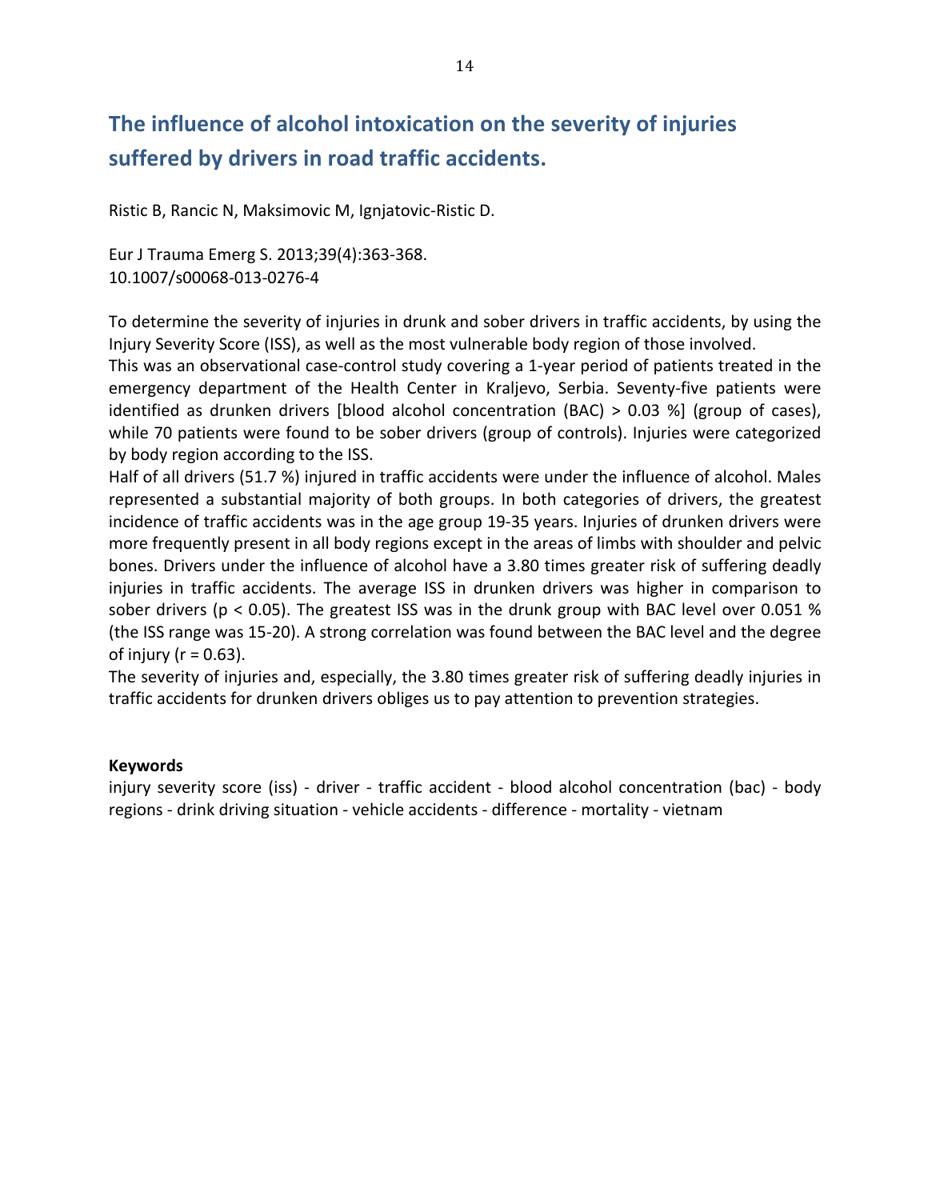## The influence of alcohol intoxication on the severity of injuries suffered by drivers in road traffic accidents.

Ristic B, Rancic N, Maksimovic M, Ignjatovic-Ristic D.

Eur J Trauma Emerg S. 2013;39(4):363-368.
10.1007/s00068-013-0276-4

To determine the severity of injuries in drunk and sober drivers in traffic accidents, by using the Injury Severity Score (ISS), as well as the most vulnerable body region of those involved.
This was an observational case-control study covering a 1-year period of patients treated in the emergency department of the Health Center in Kraljevo, Serbia. Seventy-five patients were identified as drunken drivers [blood alcohol concentration (BAC) > 0.03 %] (group of cases), while 70 patients were found to be sober drivers (group of controls). Injuries were categorized by body region according to the ISS.
Half of all drivers (51.7 %) injured in traffic accidents were under the influence of alcohol. Males represented a substantial majority of both groups. In both categories of drivers, the greatest incidence of traffic accidents was in the age group 19-35 years. Injuries of drunken drivers were more frequently present in all body regions except in the areas of limbs with shoulder and pelvic bones. Drivers under the influence of alcohol have a 3.80 times greater risk of suffering deadly injuries in traffic accidents. The average ISS in drunken drivers was higher in comparison to sober drivers ($p < 0.05$). The greatest ISS was in the drunk group with BAC level over 0.051 % (the ISS range was 15-20). A strong correlation was found between the BAC level and the degree of injury ($r = 0.63$).
The severity of injuries and, especially, the 3.80 times greater risk of suffering deadly injuries in traffic accidents for drunken drivers obliges us to pay attention to prevention strategies.

**Keywords**
injury severity score (iss) - driver - traffic accident - blood alcohol concentration (bac) - body regions - drink driving situation - vehicle accidents - difference - mortality - vietnam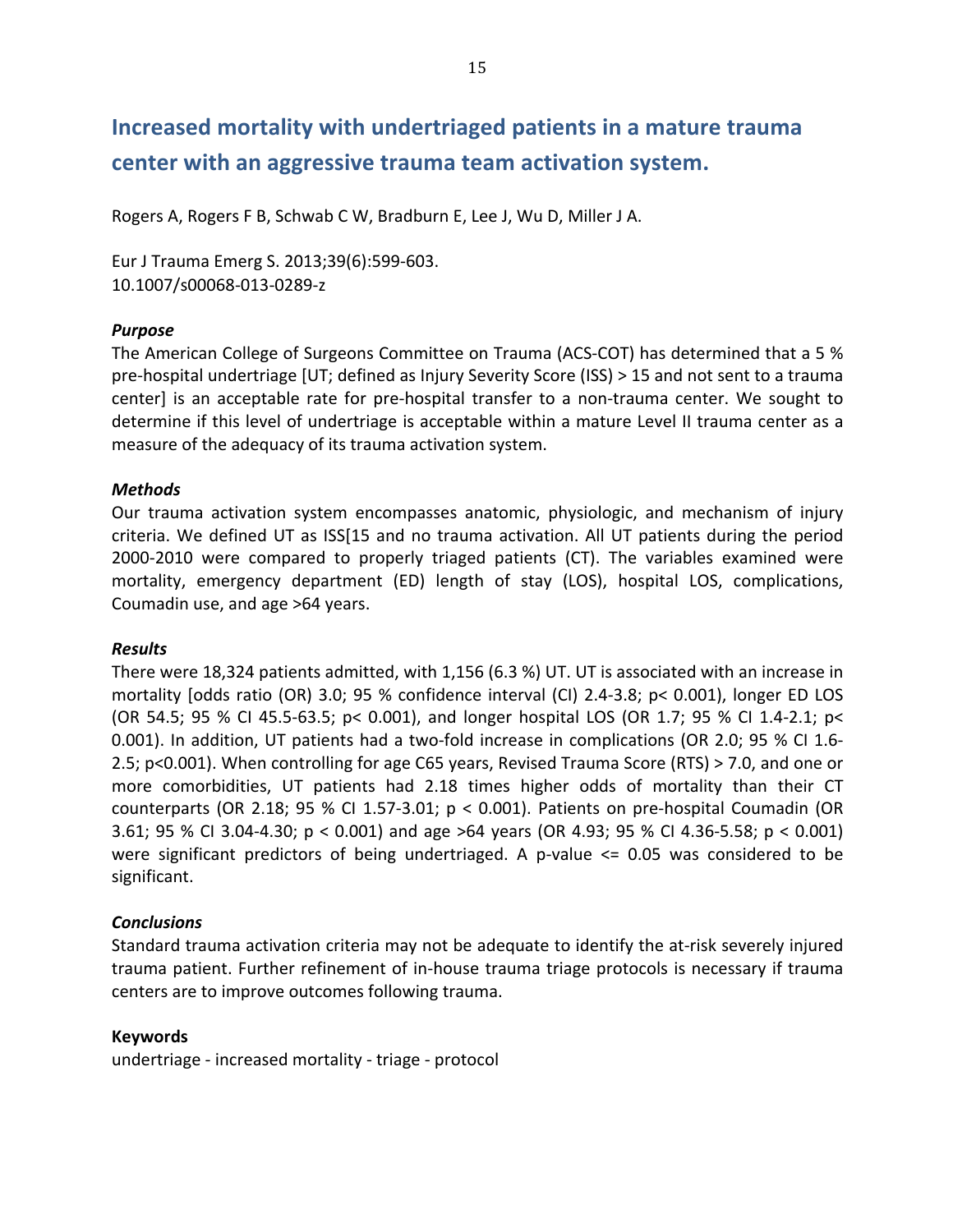# Increased mortality with undertriaged patients in a mature trauma center with an aggressive trauma team activation system.

Rogers A, Rogers F B, Schwab C W, Bradburn E, Lee J, Wu D, Miller J A.

Eur J Trauma Emerg S. 2013;39(6):599-603.
10.1007/s00068-013-0289-z

### *Purpose*

The American College of Surgeons Committee on Trauma (ACS-COT) has determined that a 5 % pre-hospital undertriage [UT; defined as Injury Severity Score (ISS) > 15 and not sent to a trauma center] is an acceptable rate for pre-hospital transfer to a non-trauma center. We sought to determine if this level of undertriage is acceptable within a mature Level II trauma center as a measure of the adequacy of its trauma activation system.

### *Methods*

Our trauma activation system encompasses anatomic, physiologic, and mechanism of injury criteria. We defined UT as ISS[15 and no trauma activation. All UT patients during the period 2000-2010 were compared to properly triaged patients (CT). The variables examined were mortality, emergency department (ED) length of stay (LOS), hospital LOS, complications, Coumadin use, and age >64 years.

### *Results*

There were 18,324 patients admitted, with 1,156 (6.3 %) UT. UT is associated with an increase in mortality [odds ratio (OR) 3.0; 95 % confidence interval (CI) 2.4-3.8; p< 0.001), longer ED LOS (OR 54.5; 95 % CI 45.5-63.5; p< 0.001), and longer hospital LOS (OR 1.7; 95 % CI 1.4-2.1; p< 0.001). In addition, UT patients had a two-fold increase in complications (OR 2.0; 95 % CI 1.6-2.5; p<0.001). When controlling for age C65 years, Revised Trauma Score (RTS) > 7.0, and one or more comorbidities, UT patients had 2.18 times higher odds of mortality than their CT counterparts (OR 2.18; 95 % CI 1.57-3.01; p < 0.001). Patients on pre-hospital Coumadin (OR 3.61; 95 % CI 3.04-4.30; p < 0.001) and age >64 years (OR 4.93; 95 % CI 4.36-5.58; p < 0.001) were significant predictors of being undertriaged. A p-value <= 0.05 was considered to be significant.

### *Conclusions*

Standard trauma activation criteria may not be adequate to identify the at-risk severely injured trauma patient. Further refinement of in-house trauma triage protocols is necessary if trauma centers are to improve outcomes following trauma.

**Keywords**

undertriage - increased mortality - triage - protocol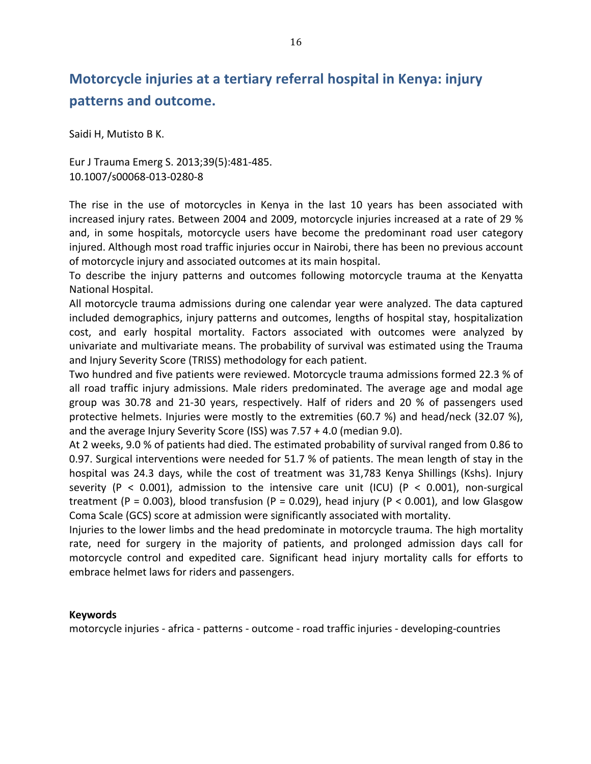## Motorcycle injuries at a tertiary referral hospital in Kenya: injury patterns and outcome.

Saidi H, Mutisto B K.

Eur J Trauma Emerg S. 2013;39(5):481-485.
10.1007/s00068-013-0280-8

The rise in the use of motorcycles in Kenya in the last 10 years has been associated with increased injury rates. Between 2004 and 2009, motorcycle injuries increased at a rate of 29 % and, in some hospitals, motorcycle users have become the predominant road user category injured. Although most road traffic injuries occur in Nairobi, there has been no previous account of motorcycle injury and associated outcomes at its main hospital.
To describe the injury patterns and outcomes following motorcycle trauma at the Kenyatta National Hospital.
All motorcycle trauma admissions during one calendar year were analyzed. The data captured included demographics, injury patterns and outcomes, lengths of hospital stay, hospitalization cost, and early hospital mortality. Factors associated with outcomes were analyzed by univariate and multivariate means. The probability of survival was estimated using the Trauma and Injury Severity Score (TRISS) methodology for each patient.
Two hundred and five patients were reviewed. Motorcycle trauma admissions formed 22.3 % of all road traffic injury admissions. Male riders predominated. The average age and modal age group was 30.78 and 21-30 years, respectively. Half of riders and 20 % of passengers used protective helmets. Injuries were mostly to the extremities (60.7 %) and head/neck (32.07 %), and the average Injury Severity Score (ISS) was 7.57 + 4.0 (median 9.0).
At 2 weeks, 9.0 % of patients had died. The estimated probability of survival ranged from 0.86 to 0.97. Surgical interventions were needed for 51.7 % of patients. The mean length of stay in the hospital was 24.3 days, while the cost of treatment was 31,783 Kenya Shillings (Kshs). Injury severity ($P < 0.001$), admission to the intensive care unit (ICU) ($P < 0.001$), non-surgical treatment ($P = 0.003$), blood transfusion ($P = 0.029$), head injury ($P < 0.001$), and low Glasgow Coma Scale (GCS) score at admission were significantly associated with mortality.
Injuries to the lower limbs and the head predominate in motorcycle trauma. The high mortality rate, need for surgery in the majority of patients, and prolonged admission days call for motorcycle control and expedited care. Significant head injury mortality calls for efforts to embrace helmet laws for riders and passengers.

**Keywords**
motorcycle injuries - africa - patterns - outcome - road traffic injuries - developing-countries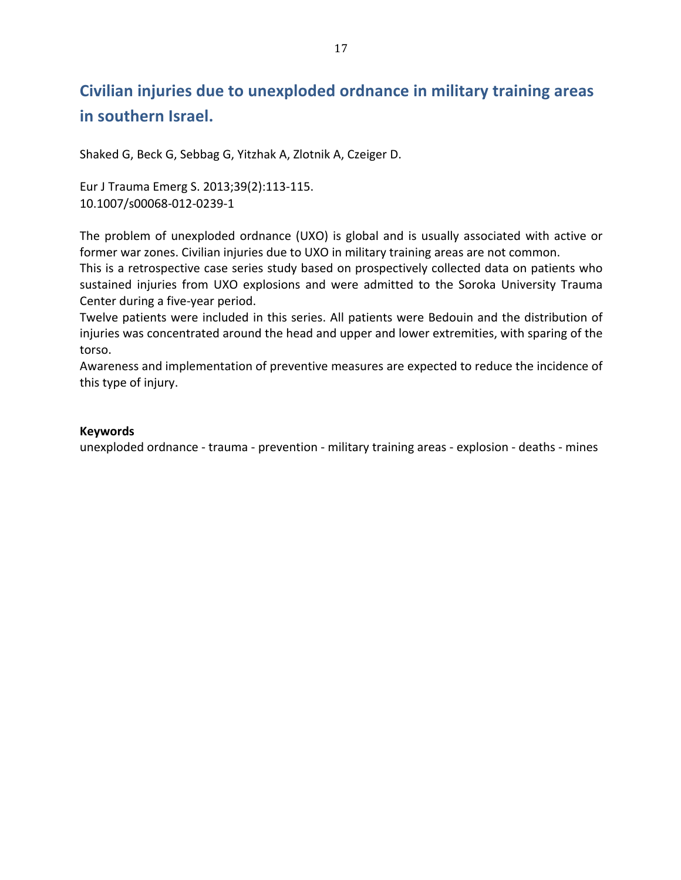## Civilian injuries due to unexploded ordnance in military training areas in southern Israel.

Shaked G, Beck G, Sebbag G, Yitzhak A, Zlotnik A, Czeiger D.

Eur J Trauma Emerg S. 2013;39(2):113-115.
10.1007/s00068-012-0239-1

The problem of unexploded ordnance (UXO) is global and is usually associated with active or former war zones. Civilian injuries due to UXO in military training areas are not common.
This is a retrospective case series study based on prospectively collected data on patients who sustained injuries from UXO explosions and were admitted to the Soroka University Trauma Center during a five-year period.
Twelve patients were included in this series. All patients were Bedouin and the distribution of injuries was concentrated around the head and upper and lower extremities, with sparing of the torso.
Awareness and implementation of preventive measures are expected to reduce the incidence of this type of injury.

**Keywords**
unexploded ordnance - trauma - prevention - military training areas - explosion - deaths - mines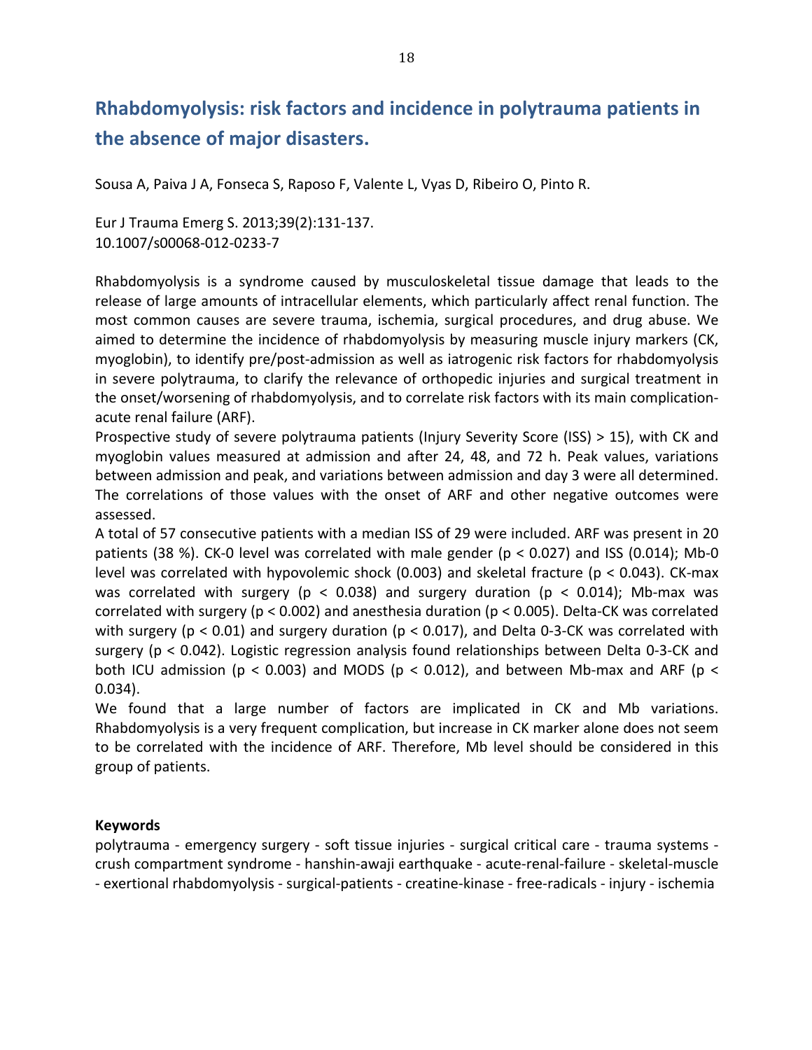## Rhabdomyolysis: risk factors and incidence in polytrauma patients in the absence of major disasters.

Sousa A, Paiva J A, Fonseca S, Raposo F, Valente L, Vyas D, Ribeiro O, Pinto R.

Eur J Trauma Emerg S. 2013;39(2):131-137.
10.1007/s00068-012-0233-7

Rhabdomyolysis is a syndrome caused by musculoskeletal tissue damage that leads to the release of large amounts of intracellular elements, which particularly affect renal function. The most common causes are severe trauma, ischemia, surgical procedures, and drug abuse. We aimed to determine the incidence of rhabdomyolysis by measuring muscle injury markers (CK, myoglobin), to identify pre/post-admission as well as iatrogenic risk factors for rhabdomyolysis in severe polytrauma, to clarify the relevance of orthopedic injuries and surgical treatment in the onset/worsening of rhabdomyolysis, and to correlate risk factors with its main complication-acute renal failure (ARF).

Prospective study of severe polytrauma patients (Injury Severity Score (ISS) > 15), with CK and myoglobin values measured at admission and after 24, 48, and 72 h. Peak values, variations between admission and peak, and variations between admission and day 3 were all determined. The correlations of those values with the onset of ARF and other negative outcomes were assessed.

A total of 57 consecutive patients with a median ISS of 29 were included. ARF was present in 20 patients (38 %). CK-0 level was correlated with male gender ($p < 0.027$) and ISS (0.014); Mb-0 level was correlated with hypovolemic shock (0.003) and skeletal fracture ($p < 0.043$). CK-max was correlated with surgery ($p < 0.038$) and surgery duration ($p < 0.014$); Mb-max was correlated with surgery ($p < 0.002$) and anesthesia duration ($p < 0.005$). Delta-CK was correlated with surgery ($p < 0.01$) and surgery duration ($p < 0.017$), and Delta 0-3-CK was correlated with surgery ($p < 0.042$). Logistic regression analysis found relationships between Delta 0-3-CK and both ICU admission ($p < 0.003$) and MODS ($p < 0.012$), and between Mb-max and ARF ($p < 0.034$).

We found that a large number of factors are implicated in CK and Mb variations. Rhabdomyolysis is a very frequent complication, but increase in CK marker alone does not seem to be correlated with the incidence of ARF. Therefore, Mb level should be considered in this group of patients.

**Keywords**

polytrauma - emergency surgery - soft tissue injuries - surgical critical care - trauma systems - crush compartment syndrome - hanshin-awaji earthquake - acute-renal-failure - skeletal-muscle - exertional rhabdomyolysis - surgical-patients - creatine-kinase - free-radicals - injury - ischemia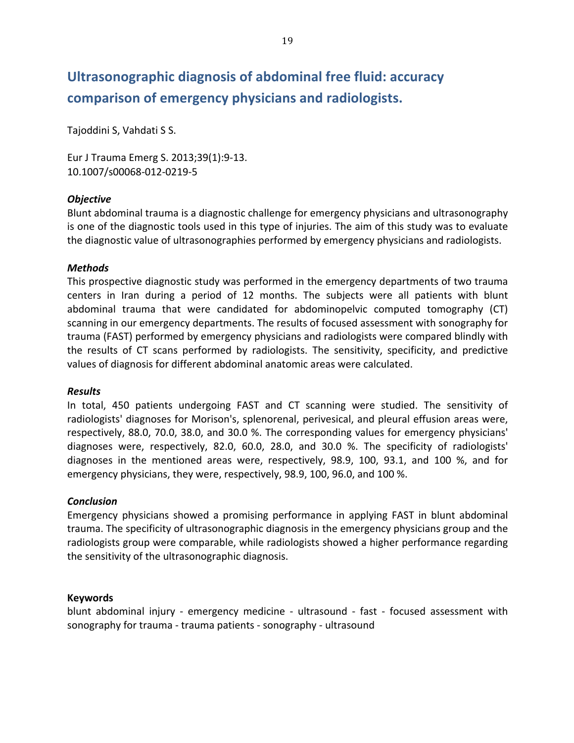# Ultrasonographic diagnosis of abdominal free fluid: accuracy comparison of emergency physicians and radiologists.

Tajoddini S, Vahdati S S.

Eur J Trauma Emerg S. 2013;39(1):9-13.
10.1007/s00068-012-0219-5

### *Objective*

Blunt abdominal trauma is a diagnostic challenge for emergency physicians and ultrasonography is one of the diagnostic tools used in this type of injuries. The aim of this study was to evaluate the diagnostic value of ultrasonographies performed by emergency physicians and radiologists.

### *Methods*

This prospective diagnostic study was performed in the emergency departments of two trauma centers in Iran during a period of 12 months. The subjects were all patients with blunt abdominal trauma that were candidated for abdominopelvic computed tomography (CT) scanning in our emergency departments. The results of focused assessment with sonography for trauma (FAST) performed by emergency physicians and radiologists were compared blindly with the results of CT scans performed by radiologists. The sensitivity, specificity, and predictive values of diagnosis for different abdominal anatomic areas were calculated.

### *Results*

In total, 450 patients undergoing FAST and CT scanning were studied. The sensitivity of radiologists' diagnoses for Morison's, splenorenal, perivesical, and pleural effusion areas were, respectively, 88.0, 70.0, 38.0, and 30.0 %. The corresponding values for emergency physicians' diagnoses were, respectively, 82.0, 60.0, 28.0, and 30.0 %. The specificity of radiologists' diagnoses in the mentioned areas were, respectively, 98.9, 100, 93.1, and 100 %, and for emergency physicians, they were, respectively, 98.9, 100, 96.0, and 100 %.

### *Conclusion*

Emergency physicians showed a promising performance in applying FAST in blunt abdominal trauma. The specificity of ultrasonographic diagnosis in the emergency physicians group and the radiologists group were comparable, while radiologists showed a higher performance regarding the sensitivity of the ultrasonographic diagnosis.

**Keywords**

blunt abdominal injury - emergency medicine - ultrasound - fast - focused assessment with sonography for trauma - trauma patients - sonography - ultrasound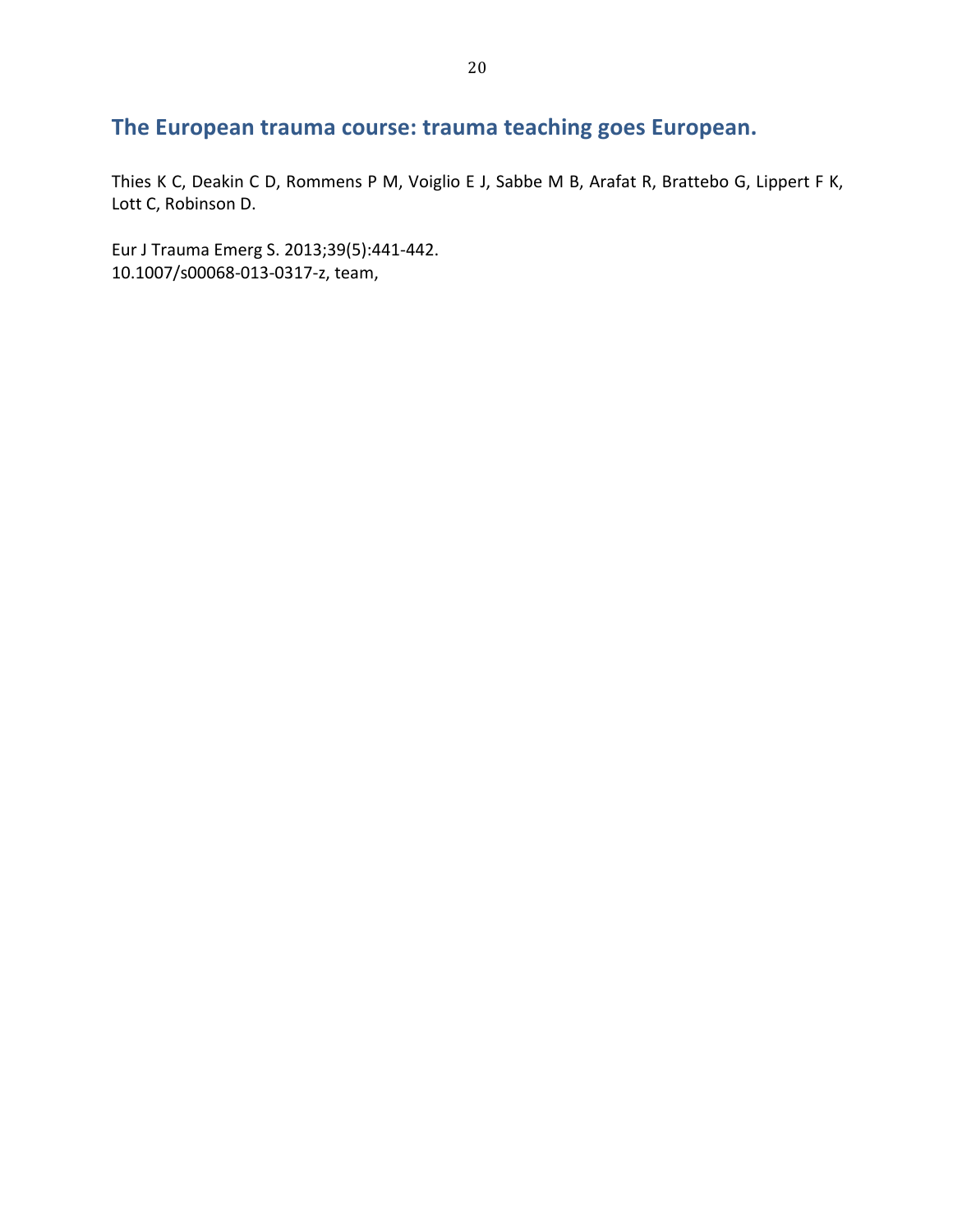## The European trauma course: trauma teaching goes European.

Thies K C, Deakin C D, Rommens P M, Voiglio E J, Sabbe M B, Arafat R, Brattebo G, Lippert F K, Lott C, Robinson D.

Eur J Trauma Emerg S. 2013;39(5):441-442.
10.1007/s00068-013-0317-z, team,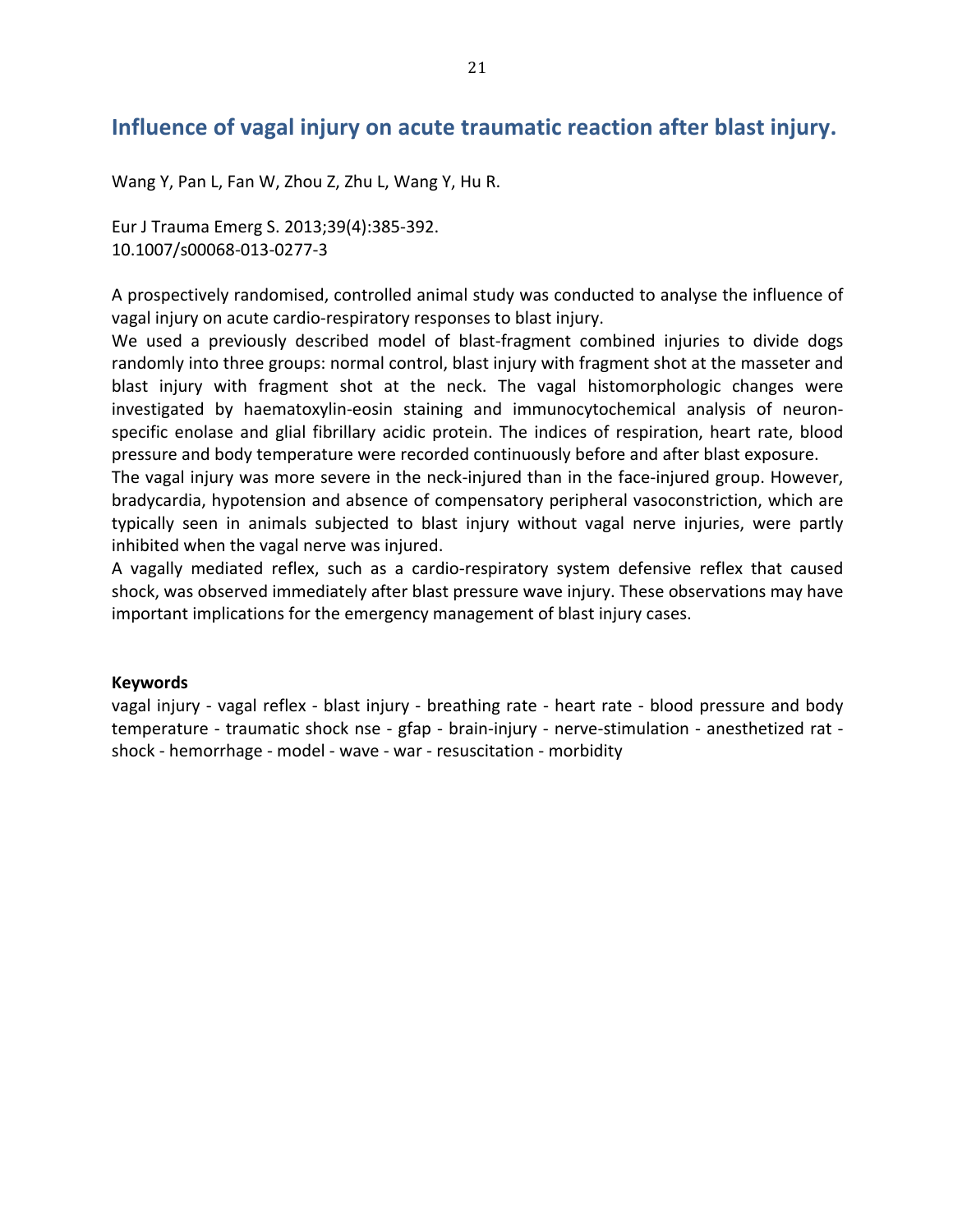## Influence of vagal injury on acute traumatic reaction after blast injury.

Wang Y, Pan L, Fan W, Zhou Z, Zhu L, Wang Y, Hu R.

Eur J Trauma Emerg S. 2013;39(4):385-392.
10.1007/s00068-013-0277-3

A prospectively randomised, controlled animal study was conducted to analyse the influence of vagal injury on acute cardio-respiratory responses to blast injury.
We used a previously described model of blast-fragment combined injuries to divide dogs randomly into three groups: normal control, blast injury with fragment shot at the masseter and blast injury with fragment shot at the neck. The vagal histomorphologic changes were investigated by haematoxylin-eosin staining and immunocytochemical analysis of neuron-specific enolase and glial fibrillary acidic protein. The indices of respiration, heart rate, blood pressure and body temperature were recorded continuously before and after blast exposure.
The vagal injury was more severe in the neck-injured than in the face-injured group. However, bradycardia, hypotension and absence of compensatory peripheral vasoconstriction, which are typically seen in animals subjected to blast injury without vagal nerve injuries, were partly inhibited when the vagal nerve was injured.
A vagally mediated reflex, such as a cardio-respiratory system defensive reflex that caused shock, was observed immediately after blast pressure wave injury. These observations may have important implications for the emergency management of blast injury cases.

**Keywords**
vagal injury - vagal reflex - blast injury - breathing rate - heart rate - blood pressure and body temperature - traumatic shock nse - gfap - brain-injury - nerve-stimulation - anesthetized rat - shock - hemorrhage - model - wave - war - resuscitation - morbidity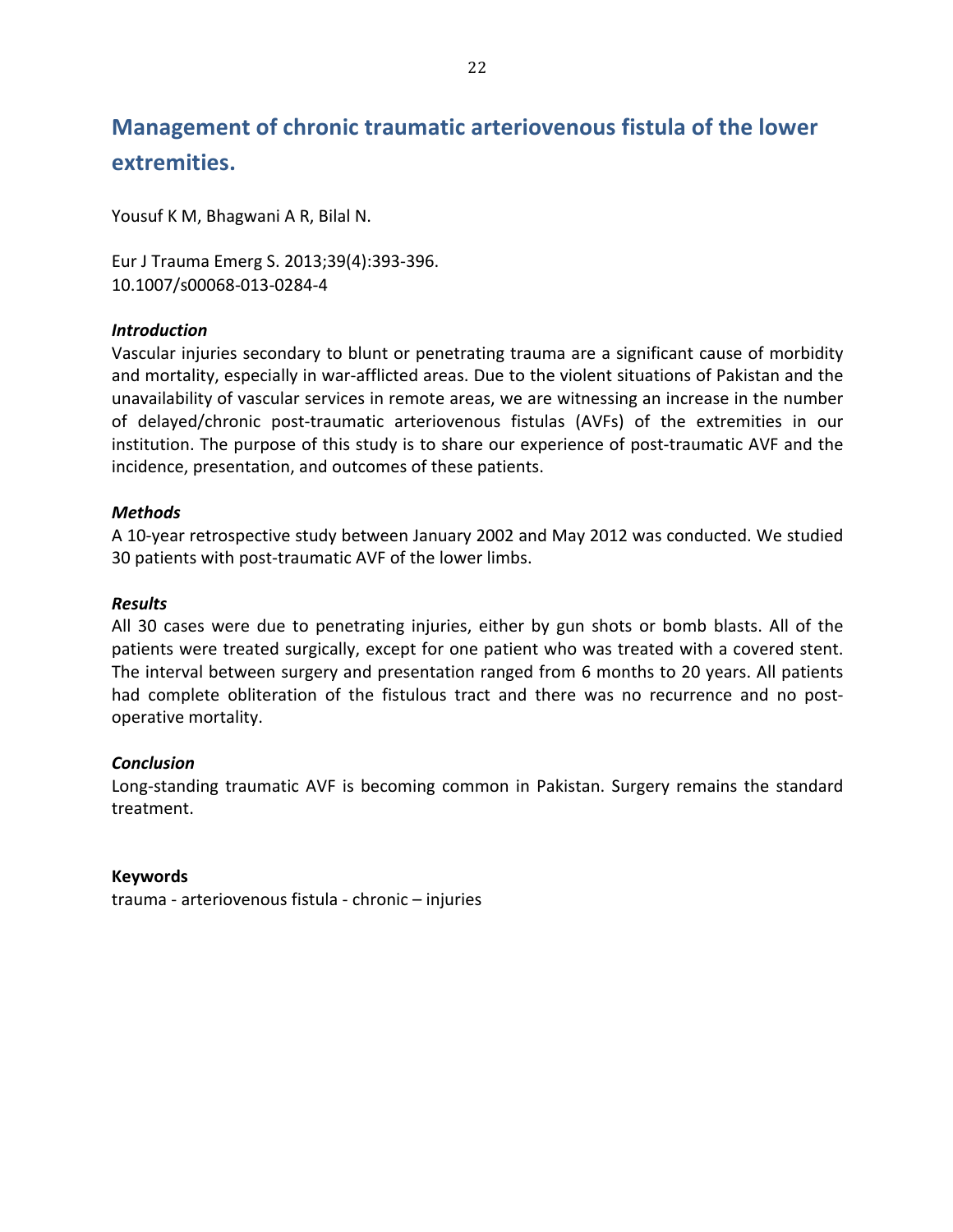## Management of chronic traumatic arteriovenous fistula of the lower extremities.

Yousuf K M, Bhagwani A R, Bilal N.

Eur J Trauma Emerg S. 2013;39(4):393-396.
10.1007/s00068-013-0284-4

### *Introduction*

Vascular injuries secondary to blunt or penetrating trauma are a significant cause of morbidity and mortality, especially in war-afflicted areas. Due to the violent situations of Pakistan and the unavailability of vascular services in remote areas, we are witnessing an increase in the number of delayed/chronic post-traumatic arteriovenous fistulas (AVFs) of the extremities in our institution. The purpose of this study is to share our experience of post-traumatic AVF and the incidence, presentation, and outcomes of these patients.

### *Methods*

A 10-year retrospective study between January 2002 and May 2012 was conducted. We studied 30 patients with post-traumatic AVF of the lower limbs.

### *Results*

All 30 cases were due to penetrating injuries, either by gun shots or bomb blasts. All of the patients were treated surgically, except for one patient who was treated with a covered stent. The interval between surgery and presentation ranged from 6 months to 20 years. All patients had complete obliteration of the fistulous tract and there was no recurrence and no post-operative mortality.

### *Conclusion*

Long-standing traumatic AVF is becoming common in Pakistan. Surgery remains the standard treatment.

**Keywords**
trauma - arteriovenous fistula - chronic – injuries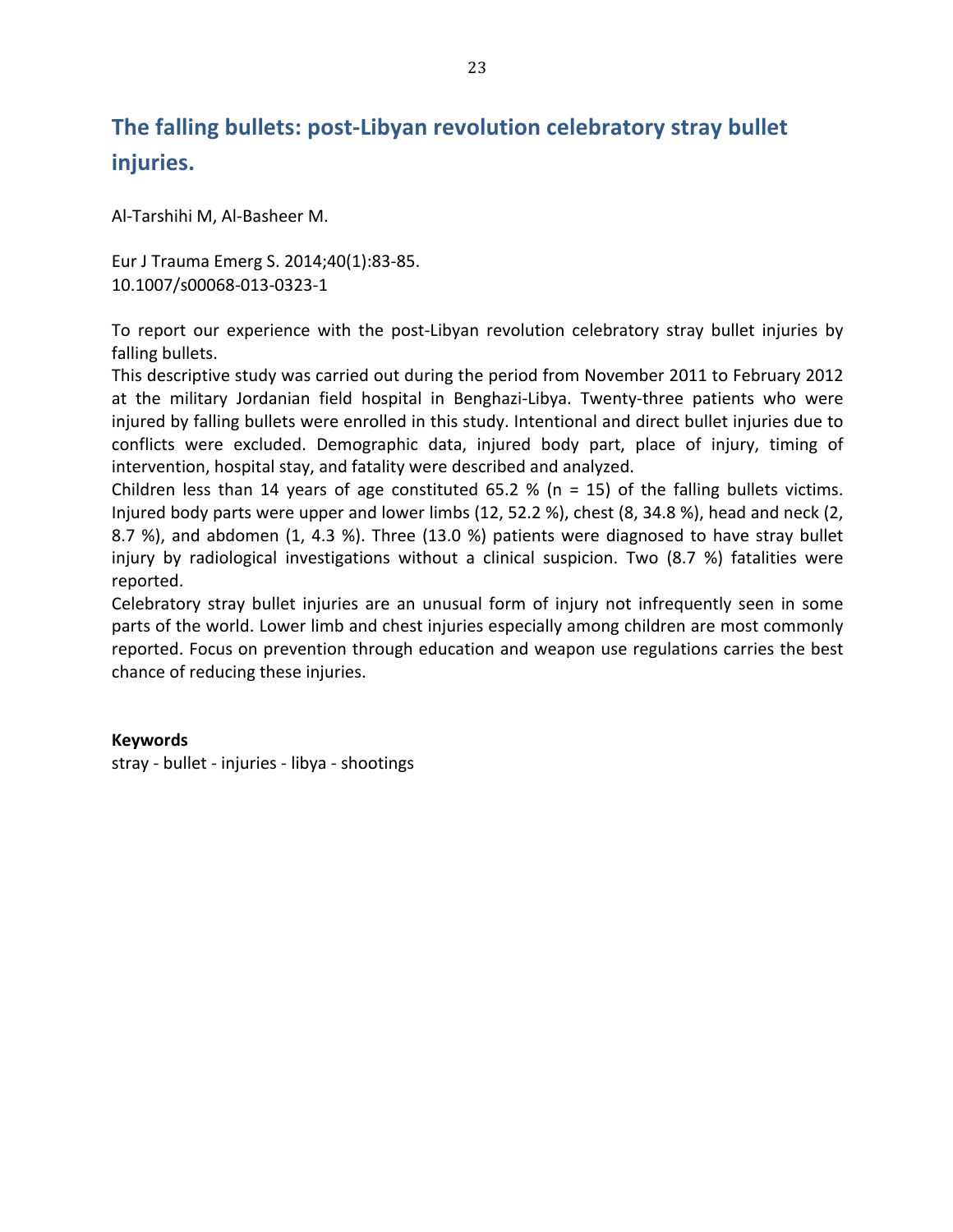## The falling bullets: post-Libyan revolution celebratory stray bullet injuries.

Al-Tarshihi M, Al-Basheer M.

Eur J Trauma Emerg S. 2014;40(1):83-85.
10.1007/s00068-013-0323-1

To report our experience with the post-Libyan revolution celebratory stray bullet injuries by falling bullets.
This descriptive study was carried out during the period from November 2011 to February 2012 at the military Jordanian field hospital in Benghazi-Libya. Twenty-three patients who were injured by falling bullets were enrolled in this study. Intentional and direct bullet injuries due to conflicts were excluded. Demographic data, injured body part, place of injury, timing of intervention, hospital stay, and fatality were described and analyzed.
Children less than 14 years of age constituted 65.2 % (n = 15) of the falling bullets victims. Injured body parts were upper and lower limbs (12, 52.2 %), chest (8, 34.8 %), head and neck (2, 8.7 %), and abdomen (1, 4.3 %). Three (13.0 %) patients were diagnosed to have stray bullet injury by radiological investigations without a clinical suspicion. Two (8.7 %) fatalities were reported.
Celebratory stray bullet injuries are an unusual form of injury not infrequently seen in some parts of the world. Lower limb and chest injuries especially among children are most commonly reported. Focus on prevention through education and weapon use regulations carries the best chance of reducing these injuries.

**Keywords**
stray - bullet - injuries - libya - shootings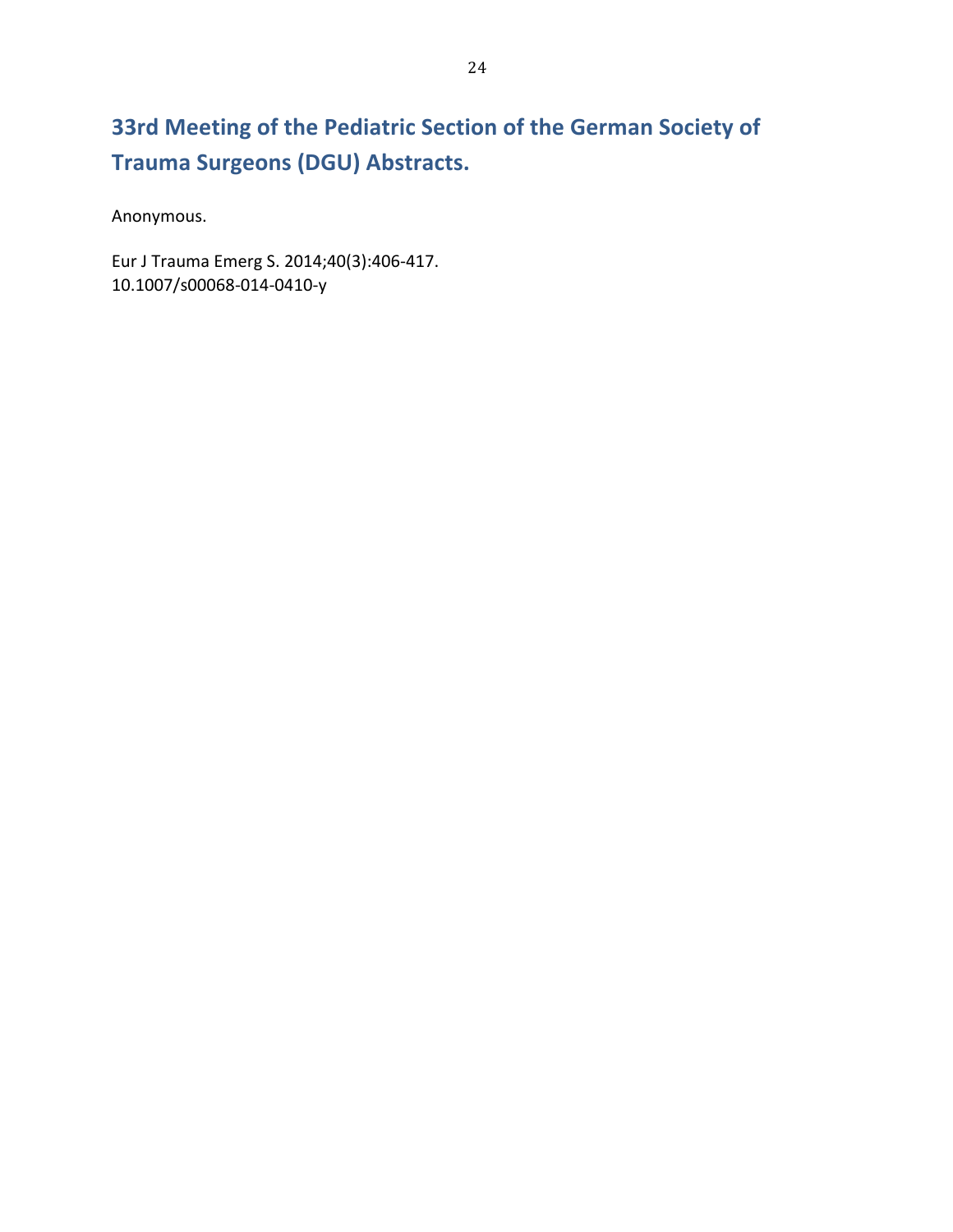## 33rd Meeting of the Pediatric Section of the German Society of Trauma Surgeons (DGU) Abstracts.

Anonymous.

Eur J Trauma Emerg S. 2014;40(3):406-417.
10.1007/s00068-014-0410-y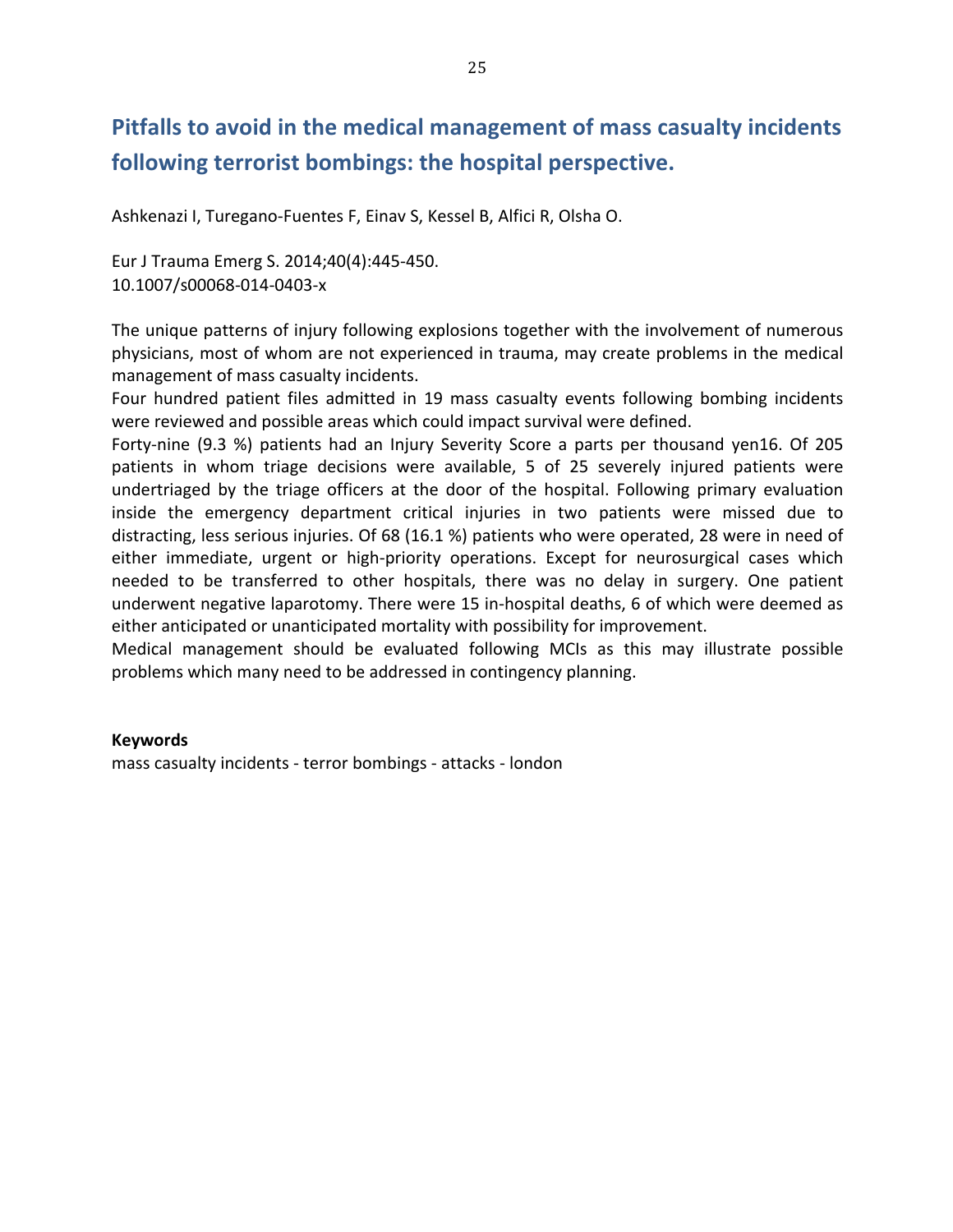# Pitfalls to avoid in the medical management of mass casualty incidents following terrorist bombings: the hospital perspective.

Ashkenazi I, Turegano-Fuentes F, Einav S, Kessel B, Alfici R, Olsha O.

Eur J Trauma Emerg S. 2014;40(4):445-450.
10.1007/s00068-014-0403-x

The unique patterns of injury following explosions together with the involvement of numerous physicians, most of whom are not experienced in trauma, may create problems in the medical management of mass casualty incidents.

Four hundred patient files admitted in 19 mass casualty events following bombing incidents were reviewed and possible areas which could impact survival were defined.

Forty-nine (9.3 %) patients had an Injury Severity Score a parts per thousand yen16. Of 205 patients in whom triage decisions were available, 5 of 25 severely injured patients were undertriaged by the triage officers at the door of the hospital. Following primary evaluation inside the emergency department critical injuries in two patients were missed due to distracting, less serious injuries. Of 68 (16.1 %) patients who were operated, 28 were in need of either immediate, urgent or high-priority operations. Except for neurosurgical cases which needed to be transferred to other hospitals, there was no delay in surgery. One patient underwent negative laparotomy. There were 15 in-hospital deaths, 6 of which were deemed as either anticipated or unanticipated mortality with possibility for improvement.

Medical management should be evaluated following MCIs as this may illustrate possible problems which many need to be addressed in contingency planning.

**Keywords**

mass casualty incidents - terror bombings - attacks - london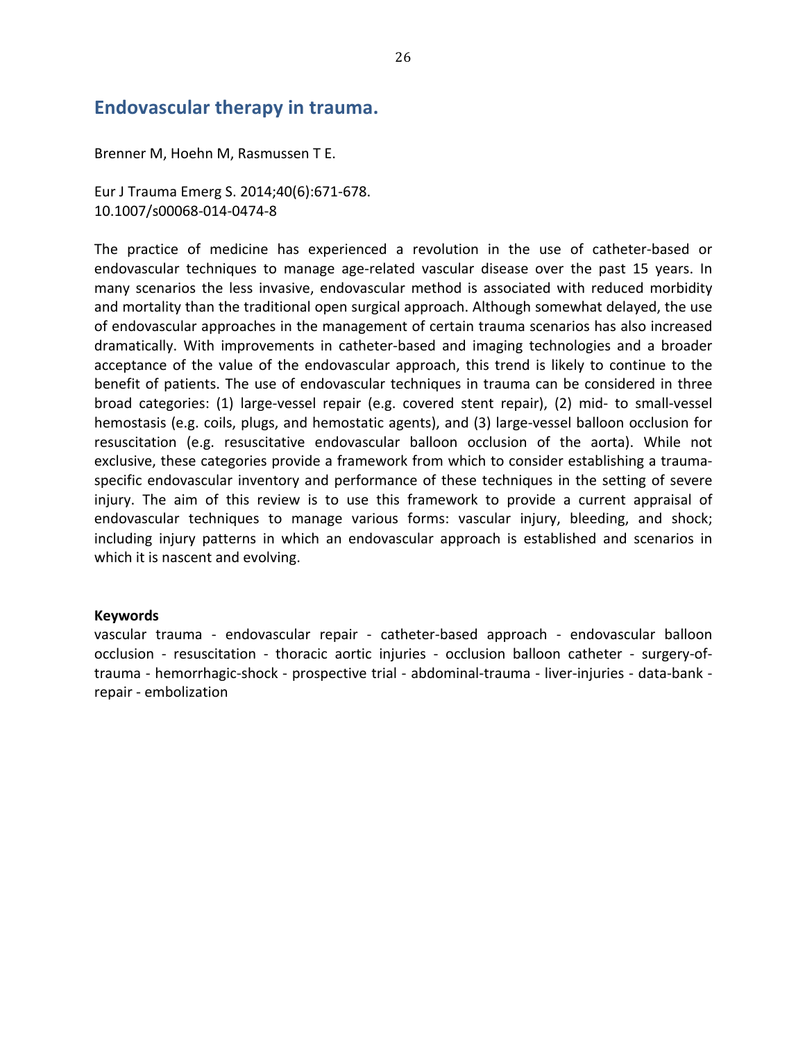## Endovascular therapy in trauma.

Brenner M, Hoehn M, Rasmussen T E.

Eur J Trauma Emerg S. 2014;40(6):671-678.
10.1007/s00068-014-0474-8

The practice of medicine has experienced a revolution in the use of catheter-based or endovascular techniques to manage age-related vascular disease over the past 15 years. In many scenarios the less invasive, endovascular method is associated with reduced morbidity and mortality than the traditional open surgical approach. Although somewhat delayed, the use of endovascular approaches in the management of certain trauma scenarios has also increased dramatically. With improvements in catheter-based and imaging technologies and a broader acceptance of the value of the endovascular approach, this trend is likely to continue to the benefit of patients. The use of endovascular techniques in trauma can be considered in three broad categories: (1) large-vessel repair (e.g. covered stent repair), (2) mid- to small-vessel hemostasis (e.g. coils, plugs, and hemostatic agents), and (3) large-vessel balloon occlusion for resuscitation (e.g. resuscitative endovascular balloon occlusion of the aorta). While not exclusive, these categories provide a framework from which to consider establishing a trauma-specific endovascular inventory and performance of these techniques in the setting of severe injury. The aim of this review is to use this framework to provide a current appraisal of endovascular techniques to manage various forms: vascular injury, bleeding, and shock; including injury patterns in which an endovascular approach is established and scenarios in which it is nascent and evolving.

**Keywords**

vascular trauma - endovascular repair - catheter-based approach - endovascular balloon occlusion - resuscitation - thoracic aortic injuries - occlusion balloon catheter - surgery-of-trauma - hemorrhagic-shock - prospective trial - abdominal-trauma - liver-injuries - data-bank - repair - embolization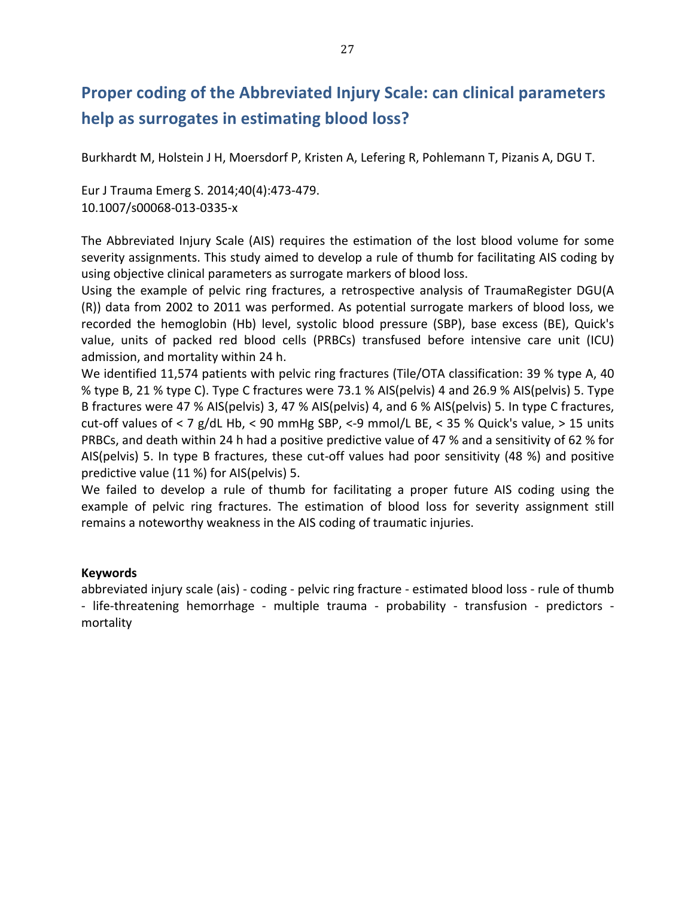# Proper coding of the Abbreviated Injury Scale: can clinical parameters help as surrogates in estimating blood loss?

Burkhardt M, Holstein J H, Moersdorf P, Kristen A, Lefering R, Pohlemann T, Pizanis A, DGU T.

Eur J Trauma Emerg S. 2014;40(4):473-479.
10.1007/s00068-013-0335-x

The Abbreviated Injury Scale (AIS) requires the estimation of the lost blood volume for some severity assignments. This study aimed to develop a rule of thumb for facilitating AIS coding by using objective clinical parameters as surrogate markers of blood loss.
Using the example of pelvic ring fractures, a retrospective analysis of TraumaRegister DGU(A (R)) data from 2002 to 2011 was performed. As potential surrogate markers of blood loss, we recorded the hemoglobin (Hb) level, systolic blood pressure (SBP), base excess (BE), Quick's value, units of packed red blood cells (PRBCs) transfused before intensive care unit (ICU) admission, and mortality within 24 h.
We identified 11,574 patients with pelvic ring fractures (Tile/OTA classification: 39 % type A, 40 % type B, 21 % type C). Type C fractures were 73.1 % AIS(pelvis) 4 and 26.9 % AIS(pelvis) 5. Type B fractures were 47 % AIS(pelvis) 3, 47 % AIS(pelvis) 4, and 6 % AIS(pelvis) 5. In type C fractures, cut-off values of < 7 g/dL Hb, < 90 mmHg SBP, <-9 mmol/L BE, < 35 % Quick's value, > 15 units PRBCs, and death within 24 h had a positive predictive value of 47 % and a sensitivity of 62 % for AIS(pelvis) 5. In type B fractures, these cut-off values had poor sensitivity (48 %) and positive predictive value (11 %) for AIS(pelvis) 5.
We failed to develop a rule of thumb for facilitating a proper future AIS coding using the example of pelvic ring fractures. The estimation of blood loss for severity assignment still remains a noteworthy weakness in the AIS coding of traumatic injuries.

**Keywords**
abbreviated injury scale (ais) - coding - pelvic ring fracture - estimated blood loss - rule of thumb - life-threatening hemorrhage - multiple trauma - probability - transfusion - predictors - mortality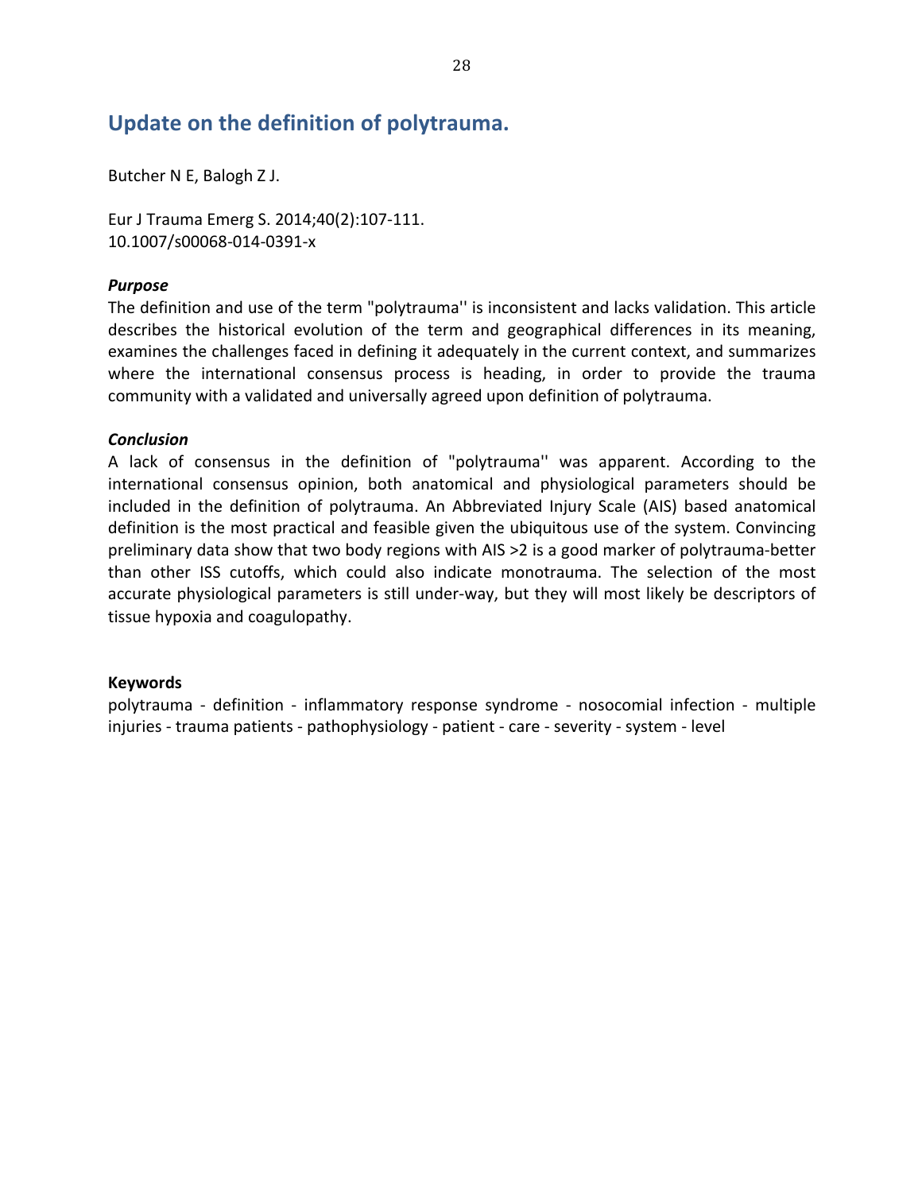## Update on the definition of polytrauma.

Butcher N E, Balogh Z J.

Eur J Trauma Emerg S. 2014;40(2):107-111.
10.1007/s00068-014-0391-x

***Purpose***

The definition and use of the term "polytrauma'' is inconsistent and lacks validation. This article describes the historical evolution of the term and geographical differences in its meaning, examines the challenges faced in defining it adequately in the current context, and summarizes where the international consensus process is heading, in order to provide the trauma community with a validated and universally agreed upon definition of polytrauma.

***Conclusion***

A lack of consensus in the definition of "polytrauma'' was apparent. According to the international consensus opinion, both anatomical and physiological parameters should be included in the definition of polytrauma. An Abbreviated Injury Scale (AIS) based anatomical definition is the most practical and feasible given the ubiquitous use of the system. Convincing preliminary data show that two body regions with AIS >2 is a good marker of polytrauma-better than other ISS cutoffs, which could also indicate monotrauma. The selection of the most accurate physiological parameters is still under-way, but they will most likely be descriptors of tissue hypoxia and coagulopathy.

**Keywords**

polytrauma - definition - inflammatory response syndrome - nosocomial infection - multiple injuries - trauma patients - pathophysiology - patient - care - severity - system - level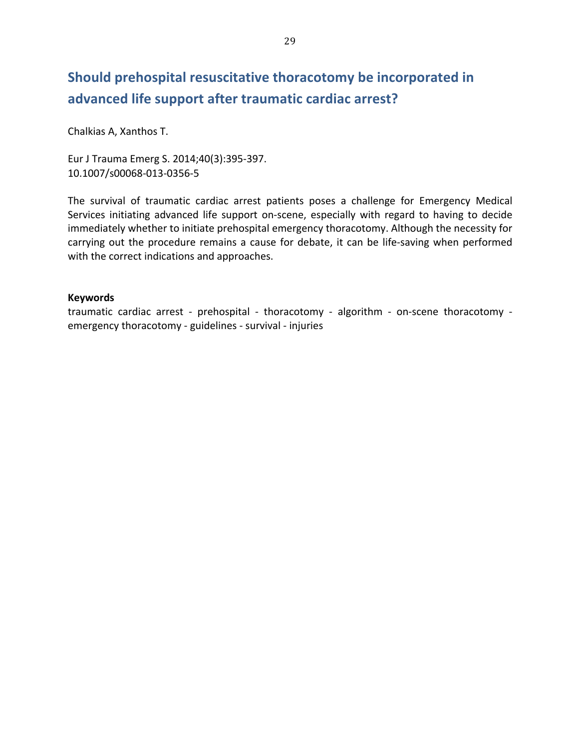## Should prehospital resuscitative thoracotomy be incorporated in advanced life support after traumatic cardiac arrest?

Chalkias A, Xanthos T.

Eur J Trauma Emerg S. 2014;40(3):395-397.
10.1007/s00068-013-0356-5

The survival of traumatic cardiac arrest patients poses a challenge for Emergency Medical Services initiating advanced life support on-scene, especially with regard to having to decide immediately whether to initiate prehospital emergency thoracotomy. Although the necessity for carrying out the procedure remains a cause for debate, it can be life-saving when performed with the correct indications and approaches.

**Keywords**

traumatic cardiac arrest - prehospital - thoracotomy - algorithm - on-scene thoracotomy - emergency thoracotomy - guidelines - survival - injuries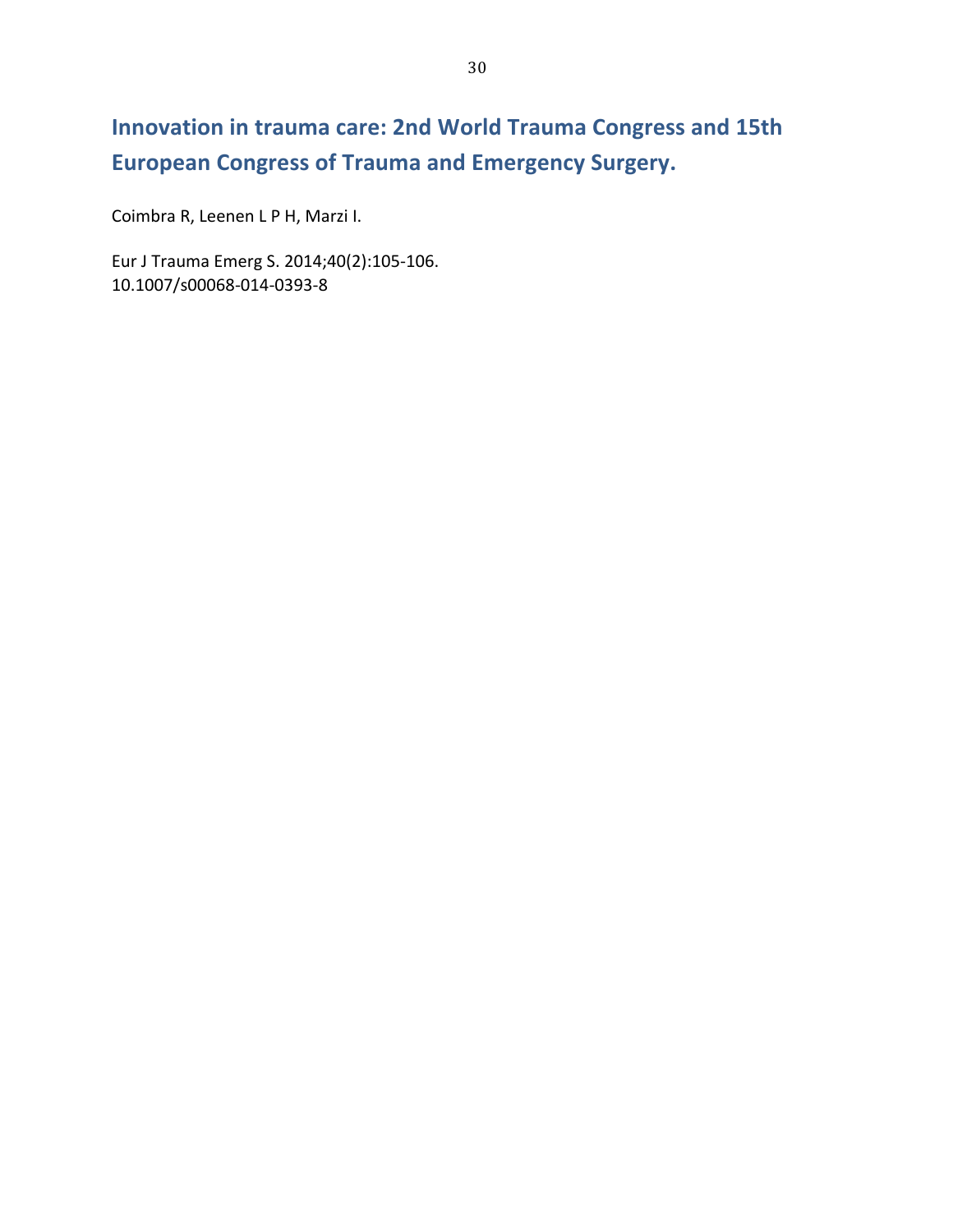## Innovation in trauma care: 2nd World Trauma Congress and 15th European Congress of Trauma and Emergency Surgery.

Coimbra R, Leenen L P H, Marzi I.

Eur J Trauma Emerg S. 2014;40(2):105-106.
10.1007/s00068-014-0393-8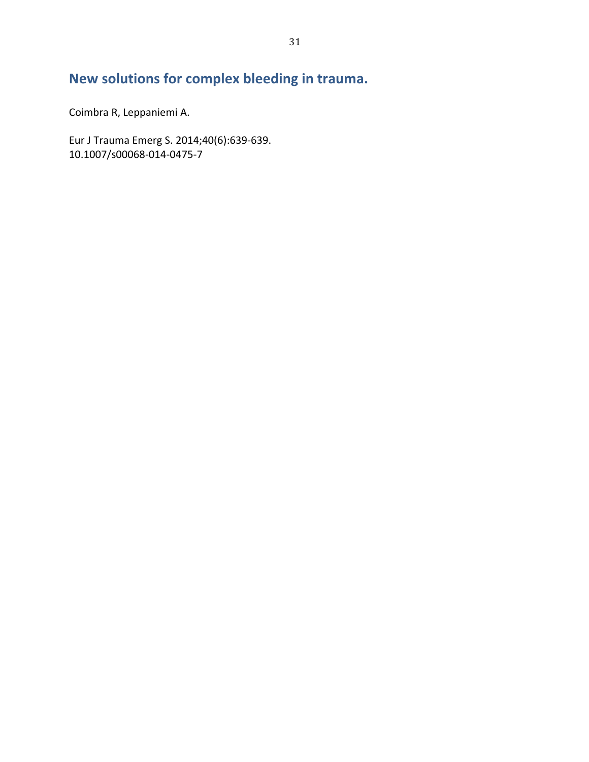## New solutions for complex bleeding in trauma.

Coimbra R, Leppaniemi A.

Eur J Trauma Emerg S. 2014;40(6):639-639.
10.1007/s00068-014-0475-7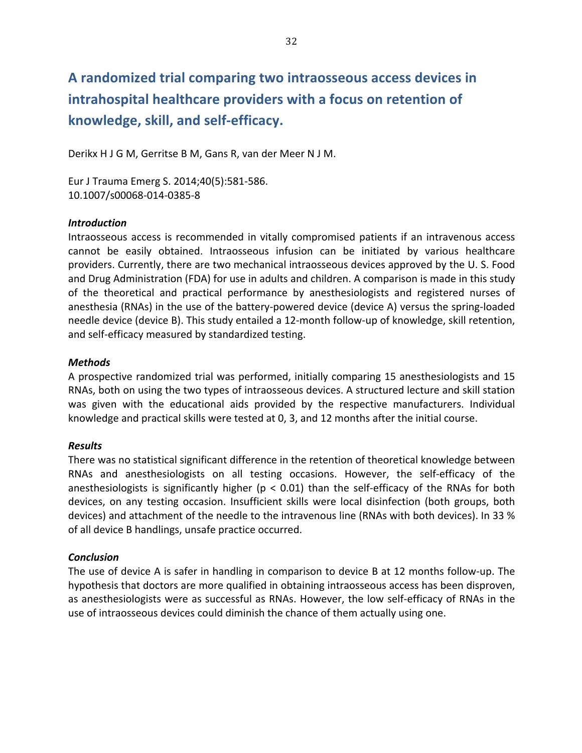# A randomized trial comparing two intraosseous access devices in intrahospital healthcare providers with a focus on retention of knowledge, skill, and self-efficacy.

Derikx H J G M, Gerritse B M, Gans R, van der Meer N J M.

Eur J Trauma Emerg S. 2014;40(5):581-586.
10.1007/s00068-014-0385-8

### *Introduction*

Intraosseous access is recommended in vitally compromised patients if an intravenous access cannot be easily obtained. Intraosseous infusion can be initiated by various healthcare providers. Currently, there are two mechanical intraosseous devices approved by the U. S. Food and Drug Administration (FDA) for use in adults and children. A comparison is made in this study of the theoretical and practical performance by anesthesiologists and registered nurses of anesthesia (RNAs) in the use of the battery-powered device (device A) versus the spring-loaded needle device (device B). This study entailed a 12-month follow-up of knowledge, skill retention, and self-efficacy measured by standardized testing.

### *Methods*

A prospective randomized trial was performed, initially comparing 15 anesthesiologists and 15 RNAs, both on using the two types of intraosseous devices. A structured lecture and skill station was given with the educational aids provided by the respective manufacturers. Individual knowledge and practical skills were tested at 0, 3, and 12 months after the initial course.

### *Results*

There was no statistical significant difference in the retention of theoretical knowledge between RNAs and anesthesiologists on all testing occasions. However, the self-efficacy of the anesthesiologists is significantly higher ($p < 0.01$) than the self-efficacy of the RNAs for both devices, on any testing occasion. Insufficient skills were local disinfection (both groups, both devices) and attachment of the needle to the intravenous line (RNAs with both devices). In 33 % of all device B handlings, unsafe practice occurred.

### *Conclusion*

The use of device A is safer in handling in comparison to device B at 12 months follow-up. The hypothesis that doctors are more qualified in obtaining intraosseous access has been disproven, as anesthesiologists were as successful as RNAs. However, the low self-efficacy of RNAs in the use of intraosseous devices could diminish the chance of them actually using one.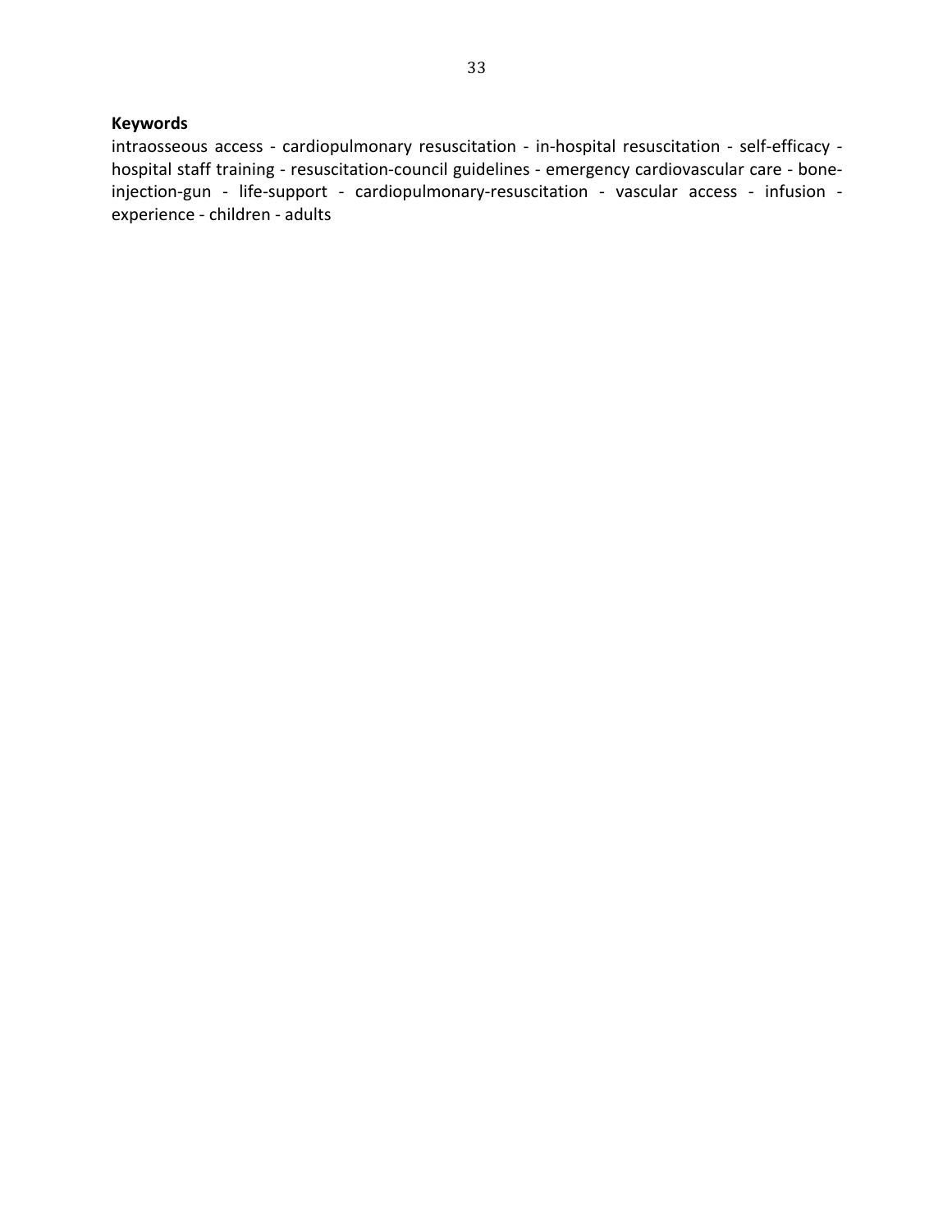**Keywords**

intraosseous access - cardiopulmonary resuscitation - in-hospital resuscitation - self-efficacy - hospital staff training - resuscitation-council guidelines - emergency cardiovascular care - bone-injection-gun - life-support - cardiopulmonary-resuscitation - vascular access - infusion - experience - children - adults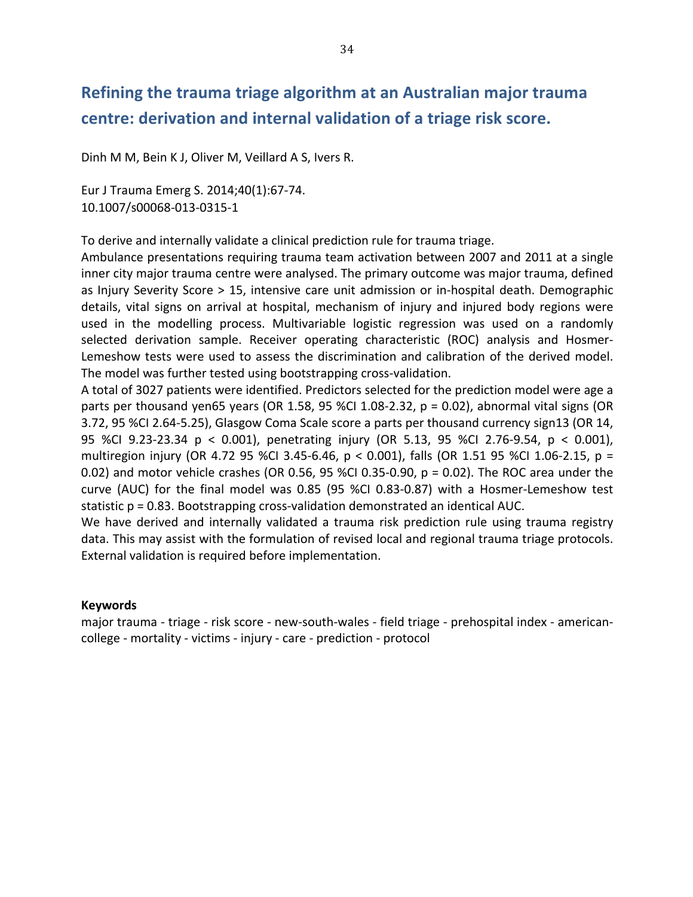## Refining the trauma triage algorithm at an Australian major trauma centre: derivation and internal validation of a triage risk score.

Dinh M M, Bein K J, Oliver M, Veillard A S, Ivers R.

Eur J Trauma Emerg S. 2014;40(1):67-74.
10.1007/s00068-013-0315-1

To derive and internally validate a clinical prediction rule for trauma triage.
Ambulance presentations requiring trauma team activation between 2007 and 2011 at a single inner city major trauma centre were analysed. The primary outcome was major trauma, defined as Injury Severity Score > 15, intensive care unit admission or in-hospital death. Demographic details, vital signs on arrival at hospital, mechanism of injury and injured body regions were used in the modelling process. Multivariable logistic regression was used on a randomly selected derivation sample. Receiver operating characteristic (ROC) analysis and Hosmer-Lemeshow tests were used to assess the discrimination and calibration of the derived model. The model was further tested using bootstrapping cross-validation.
A total of 3027 patients were identified. Predictors selected for the prediction model were age a parts per thousand yen65 years (OR 1.58, 95 %CI 1.08-2.32, p = 0.02), abnormal vital signs (OR 3.72, 95 %CI 2.64-5.25), Glasgow Coma Scale score a parts per thousand currency sign13 (OR 14, 95 %CI 9.23-23.34 p < 0.001), penetrating injury (OR 5.13, 95 %CI 2.76-9.54, p < 0.001), multiregion injury (OR 4.72 95 %CI 3.45-6.46, p < 0.001), falls (OR 1.51 95 %CI 1.06-2.15, p = 0.02) and motor vehicle crashes (OR 0.56, 95 %CI 0.35-0.90, p = 0.02). The ROC area under the curve (AUC) for the final model was 0.85 (95 %CI 0.83-0.87) with a Hosmer-Lemeshow test statistic p = 0.83. Bootstrapping cross-validation demonstrated an identical AUC.
We have derived and internally validated a trauma risk prediction rule using trauma registry data. This may assist with the formulation of revised local and regional trauma triage protocols. External validation is required before implementation.

**Keywords**
major trauma - triage - risk score - new-south-wales - field triage - prehospital index - american-college - mortality - victims - injury - care - prediction - protocol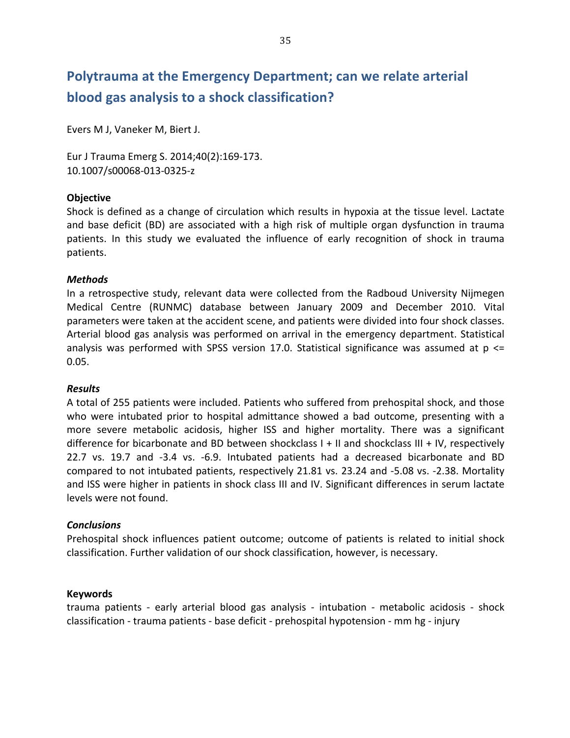## Polytrauma at the Emergency Department; can we relate arterial blood gas analysis to a shock classification?

Evers M J, Vaneker M, Biert J.

Eur J Trauma Emerg S. 2014;40(2):169-173.
10.1007/s00068-013-0325-z

**Objective**

Shock is defined as a change of circulation which results in hypoxia at the tissue level. Lactate and base deficit (BD) are associated with a high risk of multiple organ dysfunction in trauma patients. In this study we evaluated the influence of early recognition of shock in trauma patients.

***Methods***

In a retrospective study, relevant data were collected from the Radboud University Nijmegen Medical Centre (RUNMC) database between January 2009 and December 2010. Vital parameters were taken at the accident scene, and patients were divided into four shock classes. Arterial blood gas analysis was performed on arrival in the emergency department. Statistical analysis was performed with SPSS version 17.0. Statistical significance was assumed at $p \leq 0.05$.

***Results***

A total of 255 patients were included. Patients who suffered from prehospital shock, and those who were intubated prior to hospital admittance showed a bad outcome, presenting with a more severe metabolic acidosis, higher ISS and higher mortality. There was a significant difference for bicarbonate and BD between shockclass I + II and shockclass III + IV, respectively 22.7 vs. 19.7 and -3.4 vs. -6.9. Intubated patients had a decreased bicarbonate and BD compared to not intubated patients, respectively 21.81 vs. 23.24 and -5.08 vs. -2.38. Mortality and ISS were higher in patients in shock class III and IV. Significant differences in serum lactate levels were not found.

***Conclusions***

Prehospital shock influences patient outcome; outcome of patients is related to initial shock classification. Further validation of our shock classification, however, is necessary.

**Keywords**

trauma patients - early arterial blood gas analysis - intubation - metabolic acidosis - shock classification - trauma patients - base deficit - prehospital hypotension - mm hg - injury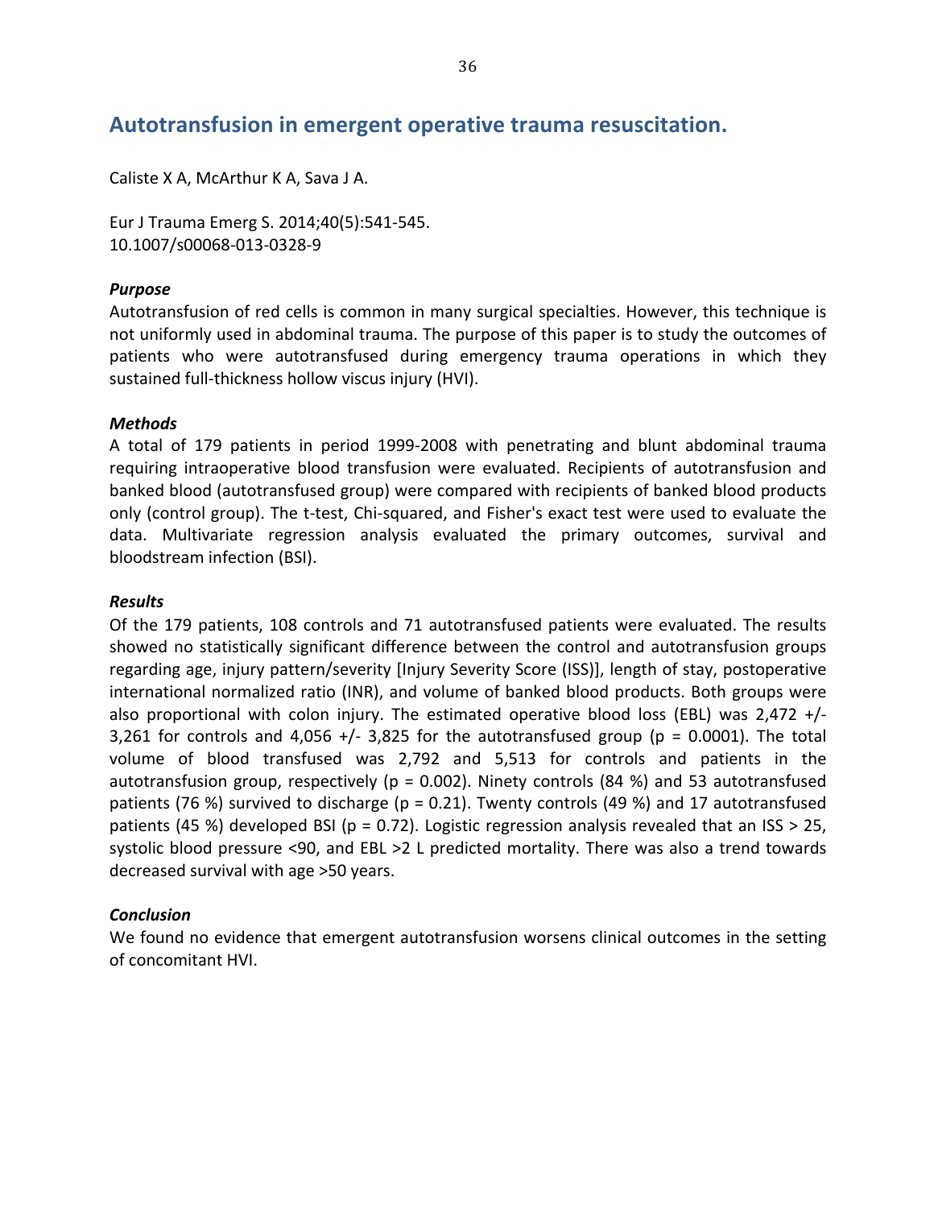## Autotransfusion in emergent operative trauma resuscitation.

Caliste X A, McArthur K A, Sava J A.

Eur J Trauma Emerg S. 2014;40(5):541-545.
10.1007/s00068-013-0328-9

### *Purpose*

Autotransfusion of red cells is common in many surgical specialties. However, this technique is not uniformly used in abdominal trauma. The purpose of this paper is to study the outcomes of patients who were autotransfused during emergency trauma operations in which they sustained full-thickness hollow viscus injury (HVI).

### *Methods*

A total of 179 patients in period 1999-2008 with penetrating and blunt abdominal trauma requiring intraoperative blood transfusion were evaluated. Recipients of autotransfusion and banked blood (autotransfused group) were compared with recipients of banked blood products only (control group). The t-test, Chi-squared, and Fisher's exact test were used to evaluate the data. Multivariate regression analysis evaluated the primary outcomes, survival and bloodstream infection (BSI).

### *Results*

Of the 179 patients, 108 controls and 71 autotransfused patients were evaluated. The results showed no statistically significant difference between the control and autotransfusion groups regarding age, injury pattern/severity [Injury Severity Score (ISS)], length of stay, postoperative international normalized ratio (INR), and volume of banked blood products. Both groups were also proportional with colon injury. The estimated operative blood loss (EBL) was 2,472 +/- 3,261 for controls and 4,056 +/- 3,825 for the autotransfused group ($p = 0.0001$). The total volume of blood transfused was 2,792 and 5,513 for controls and patients in the autotransfusion group, respectively ($p = 0.002$). Ninety controls (84 %) and 53 autotransfused patients (76 %) survived to discharge ($p = 0.21$). Twenty controls (49 %) and 17 autotransfused patients (45 %) developed BSI ($p = 0.72$). Logistic regression analysis revealed that an ISS > 25, systolic blood pressure <90, and EBL >2 L predicted mortality. There was also a trend towards decreased survival with age >50 years.

### *Conclusion*

We found no evidence that emergent autotransfusion worsens clinical outcomes in the setting of concomitant HVI.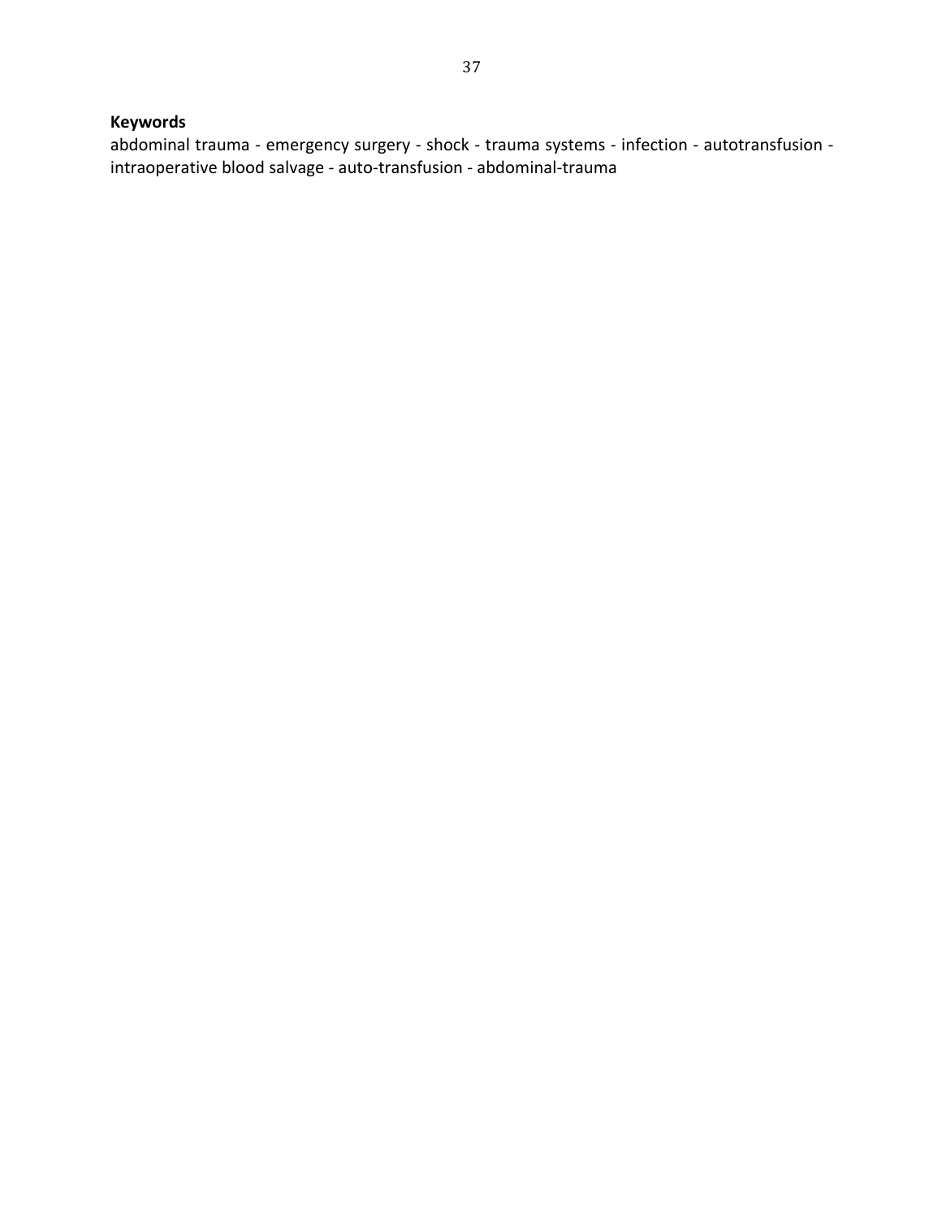**Keywords**

abdominal trauma - emergency surgery - shock - trauma systems - infection - autotransfusion - intraoperative blood salvage - auto-transfusion - abdominal-trauma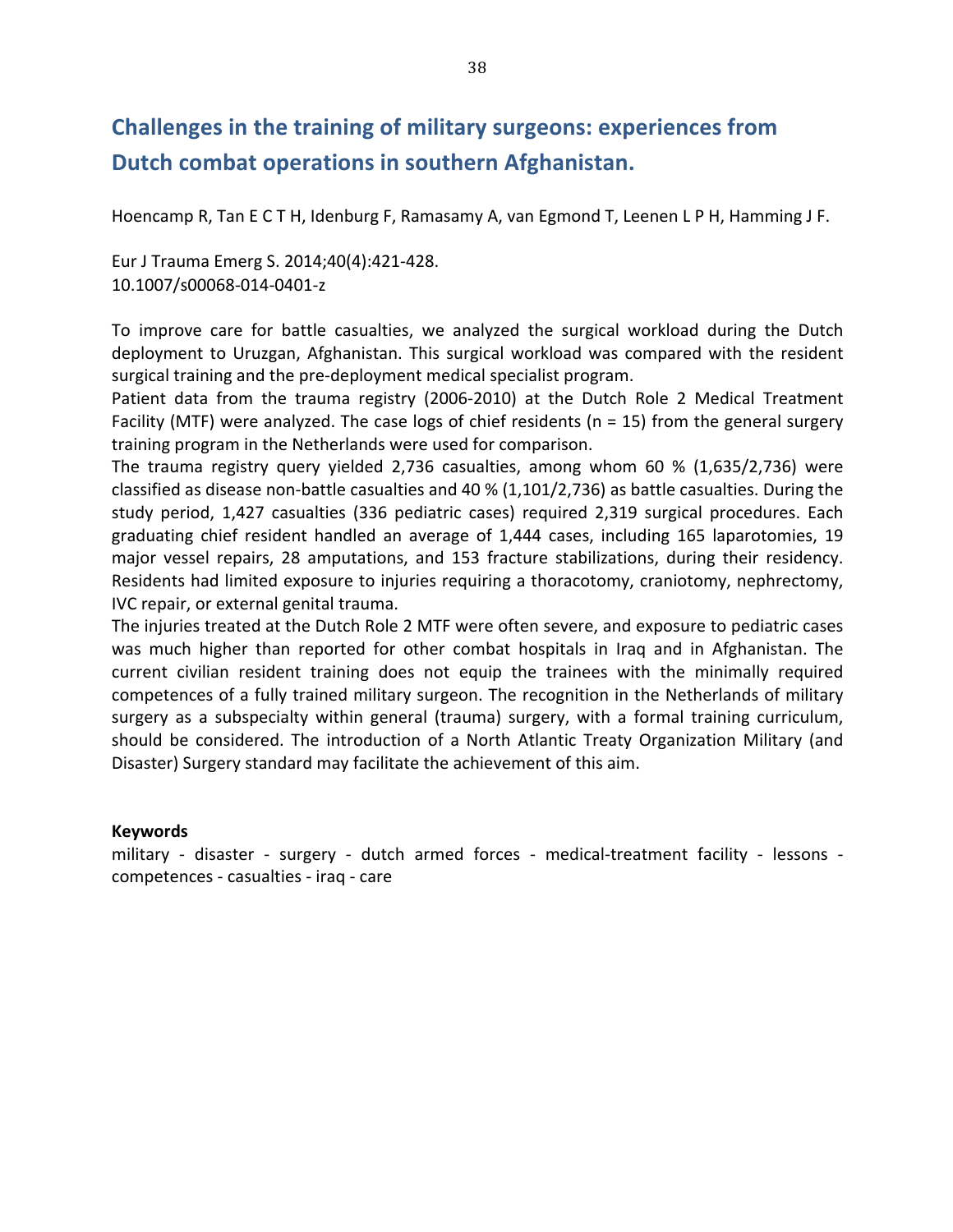## Challenges in the training of military surgeons: experiences from Dutch combat operations in southern Afghanistan.

Hoencamp R, Tan E C T H, Idenburg F, Ramasamy A, van Egmond T, Leenen L P H, Hamming J F.

Eur J Trauma Emerg S. 2014;40(4):421-428.
10.1007/s00068-014-0401-z

To improve care for battle casualties, we analyzed the surgical workload during the Dutch deployment to Uruzgan, Afghanistan. This surgical workload was compared with the resident surgical training and the pre-deployment medical specialist program.
Patient data from the trauma registry (2006-2010) at the Dutch Role 2 Medical Treatment Facility (MTF) were analyzed. The case logs of chief residents (n = 15) from the general surgery training program in the Netherlands were used for comparison.
The trauma registry query yielded 2,736 casualties, among whom 60 % (1,635/2,736) were classified as disease non-battle casualties and 40 % (1,101/2,736) as battle casualties. During the study period, 1,427 casualties (336 pediatric cases) required 2,319 surgical procedures. Each graduating chief resident handled an average of 1,444 cases, including 165 laparotomies, 19 major vessel repairs, 28 amputations, and 153 fracture stabilizations, during their residency. Residents had limited exposure to injuries requiring a thoracotomy, craniotomy, nephrectomy, IVC repair, or external genital trauma.
The injuries treated at the Dutch Role 2 MTF were often severe, and exposure to pediatric cases was much higher than reported for other combat hospitals in Iraq and in Afghanistan. The current civilian resident training does not equip the trainees with the minimally required competences of a fully trained military surgeon. The recognition in the Netherlands of military surgery as a subspecialty within general (trauma) surgery, with a formal training curriculum, should be considered. The introduction of a North Atlantic Treaty Organization Military (and Disaster) Surgery standard may facilitate the achievement of this aim.

**Keywords**
military - disaster - surgery - dutch armed forces - medical-treatment facility - lessons - competences - casualties - iraq - care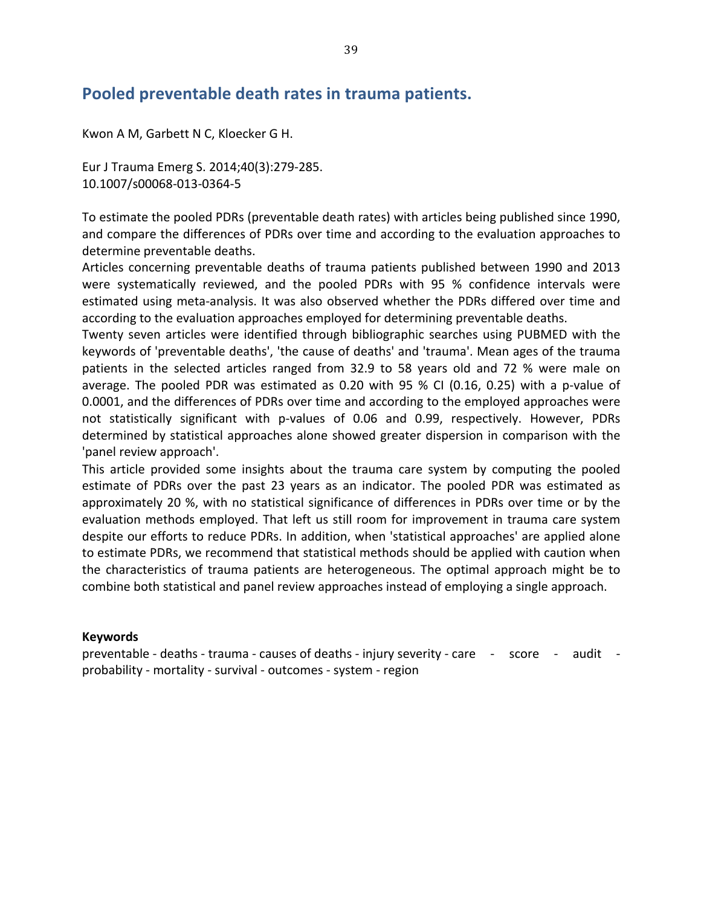## Pooled preventable death rates in trauma patients.

Kwon A M, Garbett N C, Kloecker G H.

Eur J Trauma Emerg S. 2014;40(3):279-285.
10.1007/s00068-013-0364-5

To estimate the pooled PDRs (preventable death rates) with articles being published since 1990, and compare the differences of PDRs over time and according to the evaluation approaches to determine preventable deaths.

Articles concerning preventable deaths of trauma patients published between 1990 and 2013 were systematically reviewed, and the pooled PDRs with 95 % confidence intervals were estimated using meta-analysis. It was also observed whether the PDRs differed over time and according to the evaluation approaches employed for determining preventable deaths.

Twenty seven articles were identified through bibliographic searches using PUBMED with the keywords of 'preventable deaths', 'the cause of deaths' and 'trauma'. Mean ages of the trauma patients in the selected articles ranged from 32.9 to 58 years old and 72 % were male on average. The pooled PDR was estimated as 0.20 with 95 % CI (0.16, 0.25) with a p-value of 0.0001, and the differences of PDRs over time and according to the employed approaches were not statistically significant with p-values of 0.06 and 0.99, respectively. However, PDRs determined by statistical approaches alone showed greater dispersion in comparison with the 'panel review approach'.

This article provided some insights about the trauma care system by computing the pooled estimate of PDRs over the past 23 years as an indicator. The pooled PDR was estimated as approximately 20 %, with no statistical significance of differences in PDRs over time or by the evaluation methods employed. That left us still room for improvement in trauma care system despite our efforts to reduce PDRs. In addition, when 'statistical approaches' are applied alone to estimate PDRs, we recommend that statistical methods should be applied with caution when the characteristics of trauma patients are heterogeneous. The optimal approach might be to combine both statistical and panel review approaches instead of employing a single approach.

**Keywords**

preventable - deaths - trauma - causes of deaths - injury severity - care - score - audit - probability - mortality - survival - outcomes - system - region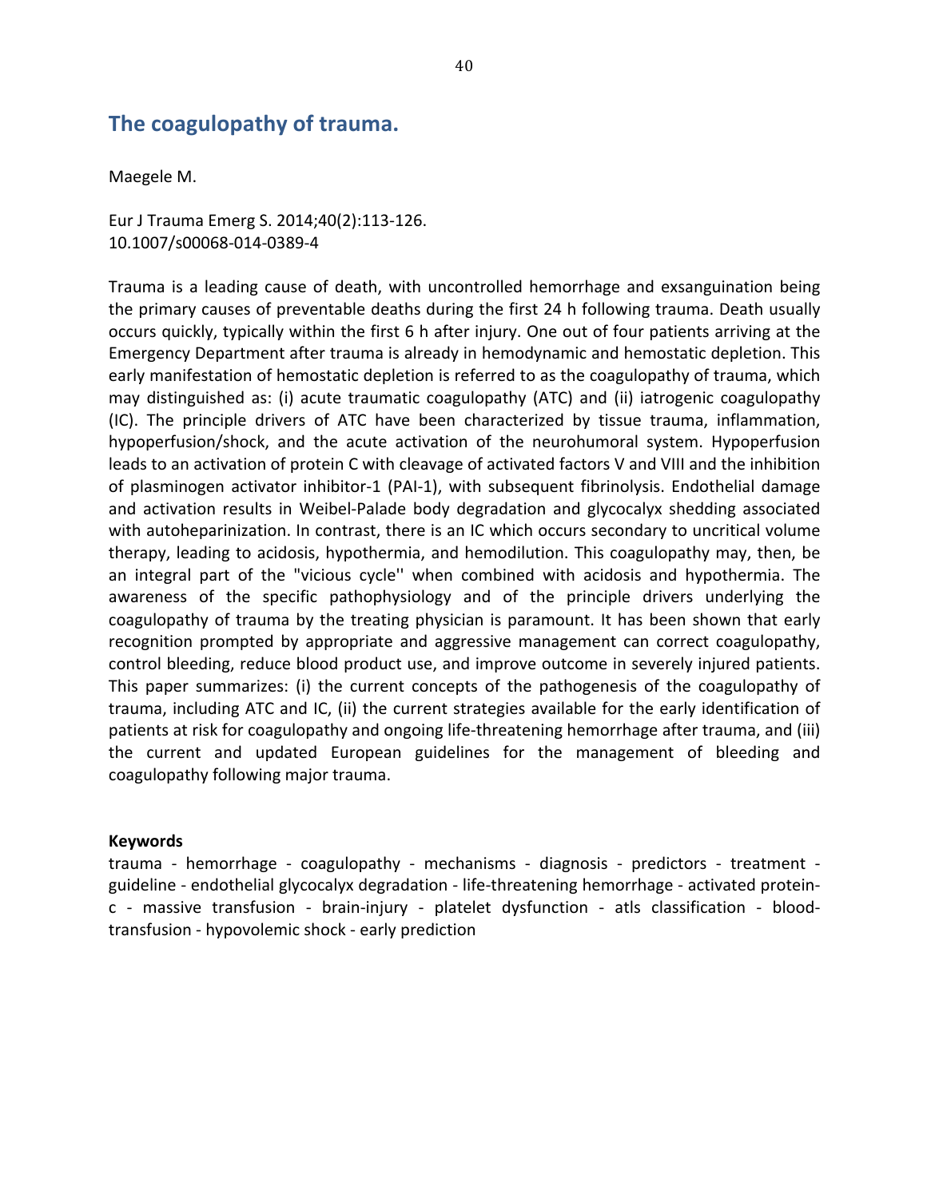## The coagulopathy of trauma.

Maegele M.

Eur J Trauma Emerg S. 2014;40(2):113-126.
10.1007/s00068-014-0389-4

Trauma is a leading cause of death, with uncontrolled hemorrhage and exsanguination being the primary causes of preventable deaths during the first 24 h following trauma. Death usually occurs quickly, typically within the first 6 h after injury. One out of four patients arriving at the Emergency Department after trauma is already in hemodynamic and hemostatic depletion. This early manifestation of hemostatic depletion is referred to as the coagulopathy of trauma, which may distinguished as: (i) acute traumatic coagulopathy (ATC) and (ii) iatrogenic coagulopathy (IC). The principle drivers of ATC have been characterized by tissue trauma, inflammation, hypoperfusion/shock, and the acute activation of the neurohumoral system. Hypoperfusion leads to an activation of protein C with cleavage of activated factors V and VIII and the inhibition of plasminogen activator inhibitor-1 (PAI-1), with subsequent fibrinolysis. Endothelial damage and activation results in Weibel-Palade body degradation and glycocalyx shedding associated with autoheparinization. In contrast, there is an IC which occurs secondary to uncritical volume therapy, leading to acidosis, hypothermia, and hemodilution. This coagulopathy may, then, be an integral part of the "vicious cycle'' when combined with acidosis and hypothermia. The awareness of the specific pathophysiology and of the principle drivers underlying the coagulopathy of trauma by the treating physician is paramount. It has been shown that early recognition prompted by appropriate and aggressive management can correct coagulopathy, control bleeding, reduce blood product use, and improve outcome in severely injured patients. This paper summarizes: (i) the current concepts of the pathogenesis of the coagulopathy of trauma, including ATC and IC, (ii) the current strategies available for the early identification of patients at risk for coagulopathy and ongoing life-threatening hemorrhage after trauma, and (iii) the current and updated European guidelines for the management of bleeding and coagulopathy following major trauma.

**Keywords**

trauma - hemorrhage - coagulopathy - mechanisms - diagnosis - predictors - treatment - guideline - endothelial glycocalyx degradation - life-threatening hemorrhage - activated protein-c - massive transfusion - brain-injury - platelet dysfunction - atls classification - blood-transfusion - hypovolemic shock - early prediction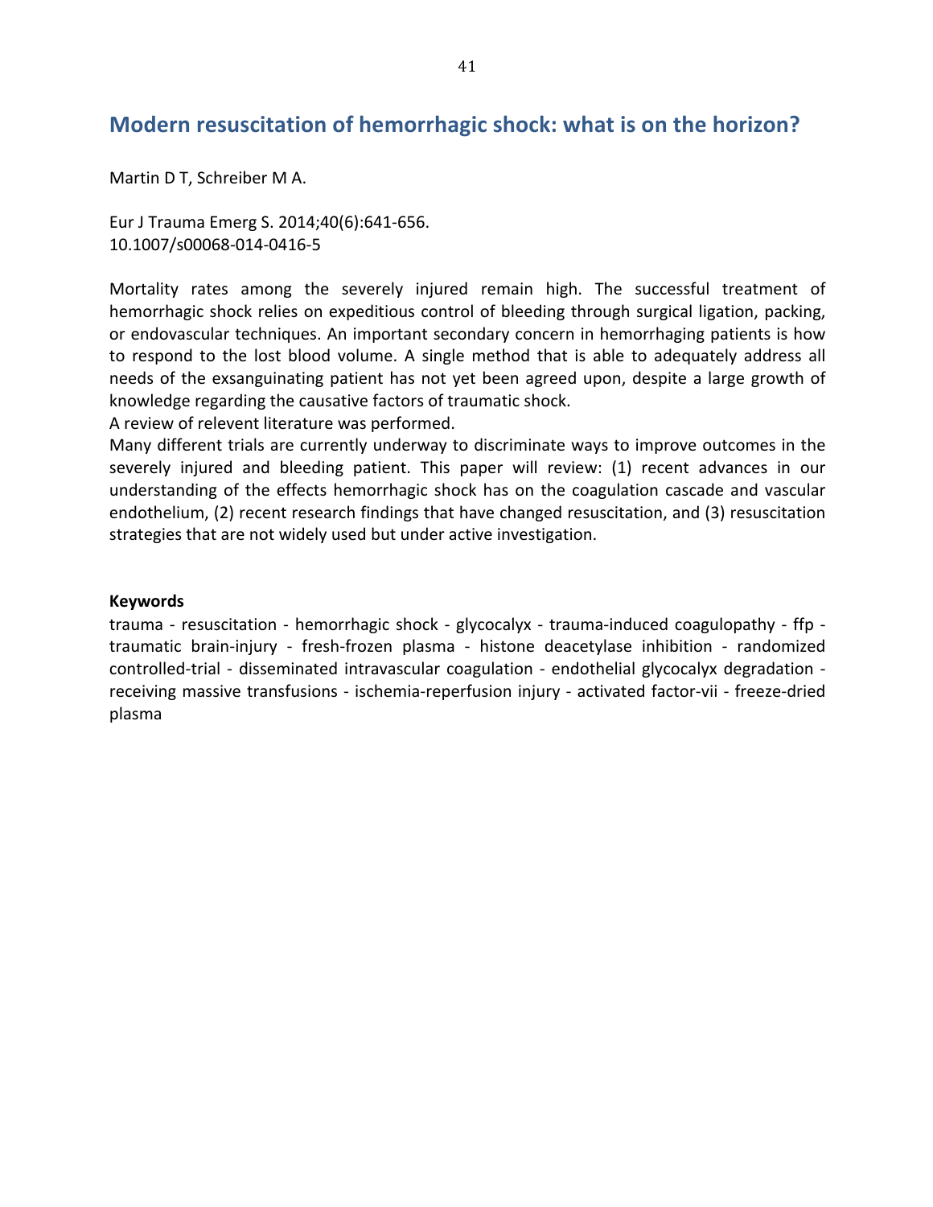## Modern resuscitation of hemorrhagic shock: what is on the horizon?

Martin D T, Schreiber M A.

Eur J Trauma Emerg S. 2014;40(6):641-656.
10.1007/s00068-014-0416-5

Mortality rates among the severely injured remain high. The successful treatment of hemorrhagic shock relies on expeditious control of bleeding through surgical ligation, packing, or endovascular techniques. An important secondary concern in hemorrhaging patients is how to respond to the lost blood volume. A single method that is able to adequately address all needs of the exsanguinating patient has not yet been agreed upon, despite a large growth of knowledge regarding the causative factors of traumatic shock.
A review of relevent literature was performed.
Many different trials are currently underway to discriminate ways to improve outcomes in the severely injured and bleeding patient. This paper will review: (1) recent advances in our understanding of the effects hemorrhagic shock has on the coagulation cascade and vascular endothelium, (2) recent research findings that have changed resuscitation, and (3) resuscitation strategies that are not widely used but under active investigation.

**Keywords**

trauma - resuscitation - hemorrhagic shock - glycocalyx - trauma-induced coagulopathy - ffp - traumatic brain-injury - fresh-frozen plasma - histone deacetylase inhibition - randomized controlled-trial - disseminated intravascular coagulation - endothelial glycocalyx degradation - receiving massive transfusions - ischemia-reperfusion injury - activated factor-vii - freeze-dried plasma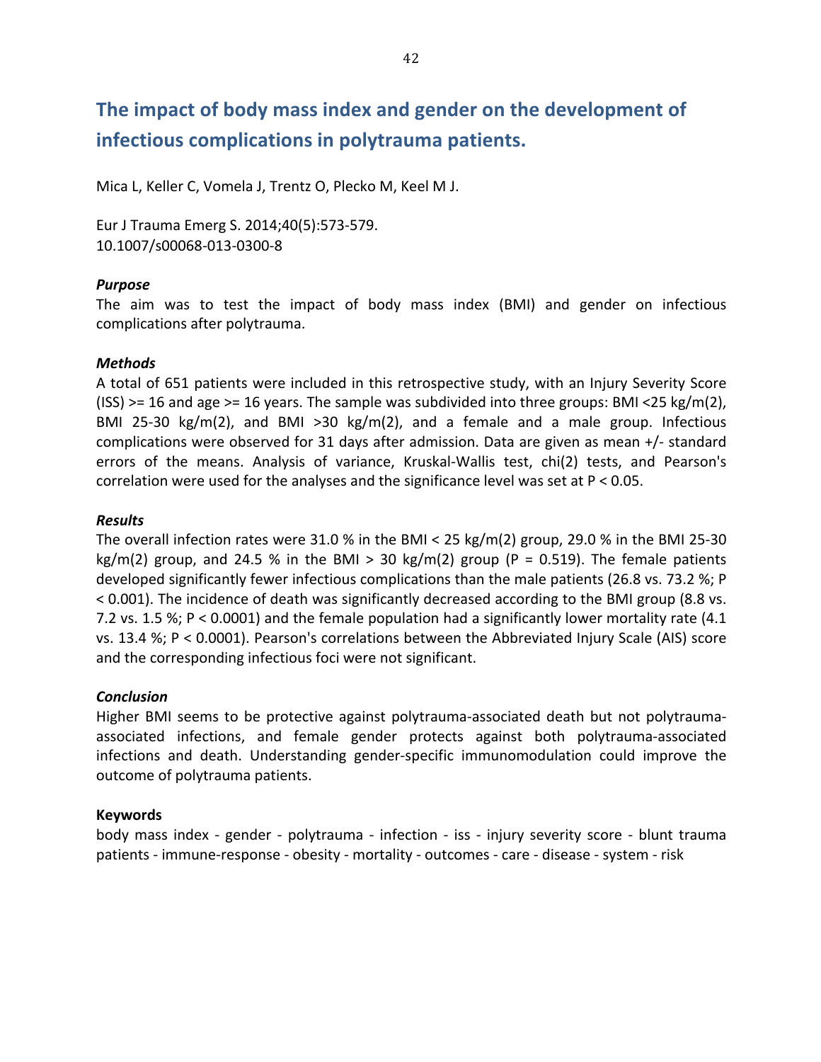# The impact of body mass index and gender on the development of infectious complications in polytrauma patients.

Mica L, Keller C, Vomela J, Trentz O, Plecko M, Keel M J.

Eur J Trauma Emerg S. 2014;40(5):573-579.
10.1007/s00068-013-0300-8

### *Purpose*

The aim was to test the impact of body mass index (BMI) and gender on infectious complications after polytrauma.

### *Methods*

A total of 651 patients were included in this retrospective study, with an Injury Severity Score (ISS) >= 16 and age >= 16 years. The sample was subdivided into three groups: BMI <25 kg/m(2), BMI 25-30 kg/m(2), and BMI >30 kg/m(2), and a female and a male group. Infectious complications were observed for 31 days after admission. Data are given as mean +/- standard errors of the means. Analysis of variance, Kruskal-Wallis test, chi(2) tests, and Pearson's correlation were used for the analyses and the significance level was set at P < 0.05.

### *Results*

The overall infection rates were 31.0 % in the BMI < 25 kg/m(2) group, 29.0 % in the BMI 25-30 kg/m(2) group, and 24.5 % in the BMI > 30 kg/m(2) group (P = 0.519). The female patients developed significantly fewer infectious complications than the male patients (26.8 vs. 73.2 %; P < 0.001). The incidence of death was significantly decreased according to the BMI group (8.8 vs. 7.2 vs. 1.5 %; P < 0.0001) and the female population had a significantly lower mortality rate (4.1 vs. 13.4 %; P < 0.0001). Pearson's correlations between the Abbreviated Injury Scale (AIS) score and the corresponding infectious foci were not significant.

### *Conclusion*

Higher BMI seems to be protective against polytrauma-associated death but not polytrauma-associated infections, and female gender protects against both polytrauma-associated infections and death. Understanding gender-specific immunomodulation could improve the outcome of polytrauma patients.

### Keywords

body mass index - gender - polytrauma - infection - iss - injury severity score - blunt trauma patients - immune-response - obesity - mortality - outcomes - care - disease - system - risk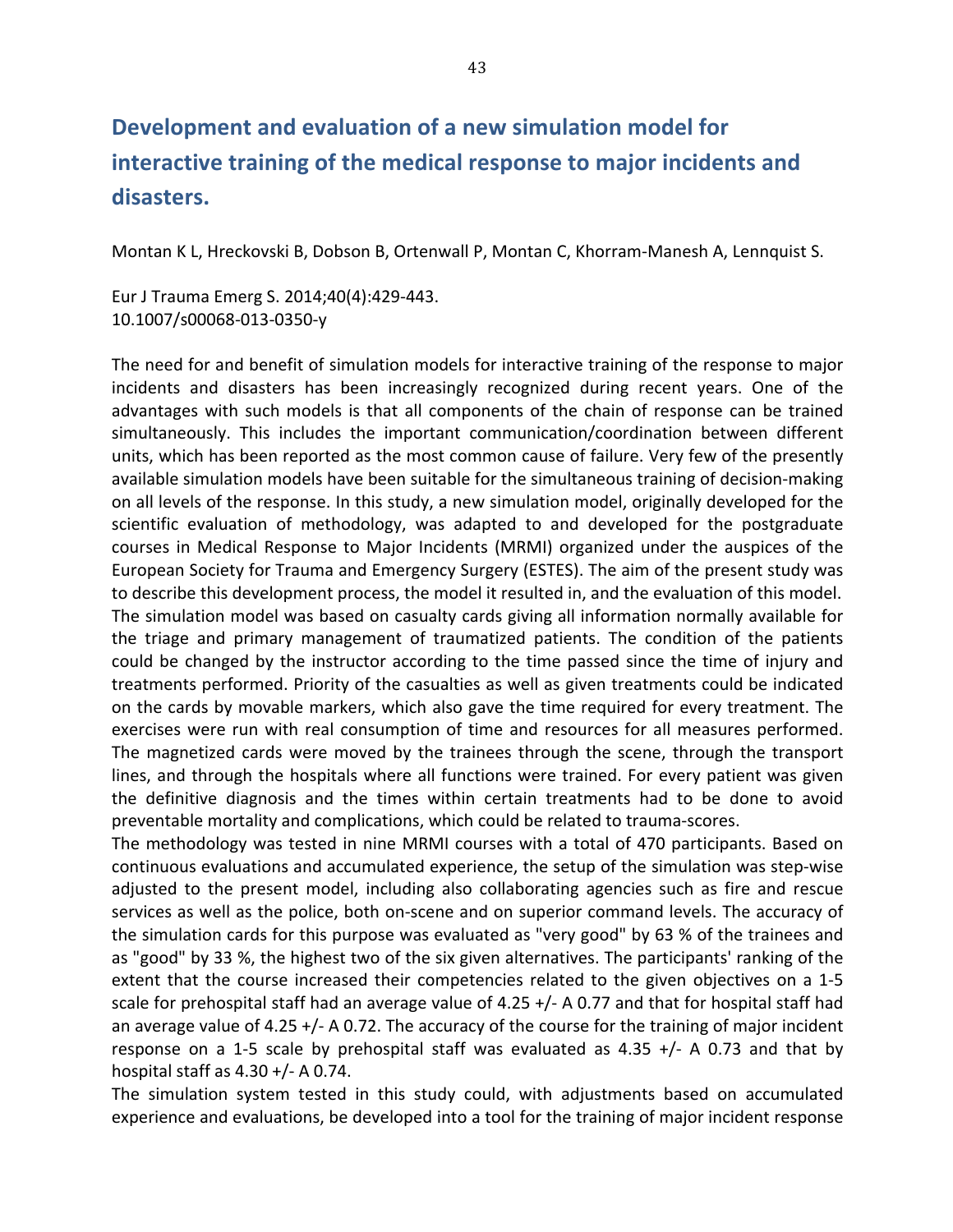## Development and evaluation of a new simulation model for interactive training of the medical response to major incidents and disasters.

Montan K L, Hreckovski B, Dobson B, Ortenwall P, Montan C, Khorram-Manesh A, Lennquist S.

Eur J Trauma Emerg S. 2014;40(4):429-443.
10.1007/s00068-013-0350-y

The need for and benefit of simulation models for interactive training of the response to major incidents and disasters has been increasingly recognized during recent years. One of the advantages with such models is that all components of the chain of response can be trained simultaneously. This includes the important communication/coordination between different units, which has been reported as the most common cause of failure. Very few of the presently available simulation models have been suitable for the simultaneous training of decision-making on all levels of the response. In this study, a new simulation model, originally developed for the scientific evaluation of methodology, was adapted to and developed for the postgraduate courses in Medical Response to Major Incidents (MRMI) organized under the auspices of the European Society for Trauma and Emergency Surgery (ESTES). The aim of the present study was to describe this development process, the model it resulted in, and the evaluation of this model. The simulation model was based on casualty cards giving all information normally available for the triage and primary management of traumatized patients. The condition of the patients could be changed by the instructor according to the time passed since the time of injury and treatments performed. Priority of the casualties as well as given treatments could be indicated on the cards by movable markers, which also gave the time required for every treatment. The exercises were run with real consumption of time and resources for all measures performed. The magnetized cards were moved by the trainees through the scene, through the transport lines, and through the hospitals where all functions were trained. For every patient was given the definitive diagnosis and the times within certain treatments had to be done to avoid preventable mortality and complications, which could be related to trauma-scores.

The methodology was tested in nine MRMI courses with a total of 470 participants. Based on continuous evaluations and accumulated experience, the setup of the simulation was step-wise adjusted to the present model, including also collaborating agencies such as fire and rescue services as well as the police, both on-scene and on superior command levels. The accuracy of the simulation cards for this purpose was evaluated as "very good" by 63 % of the trainees and as "good" by 33 %, the highest two of the six given alternatives. The participants' ranking of the extent that the course increased their competencies related to the given objectives on a 1-5 scale for prehospital staff had an average value of 4.25 +/- A 0.77 and that for hospital staff had an average value of 4.25 +/- A 0.72. The accuracy of the course for the training of major incident response on a 1-5 scale by prehospital staff was evaluated as 4.35 +/- A 0.73 and that by hospital staff as 4.30 +/- A 0.74.

The simulation system tested in this study could, with adjustments based on accumulated experience and evaluations, be developed into a tool for the training of major incident response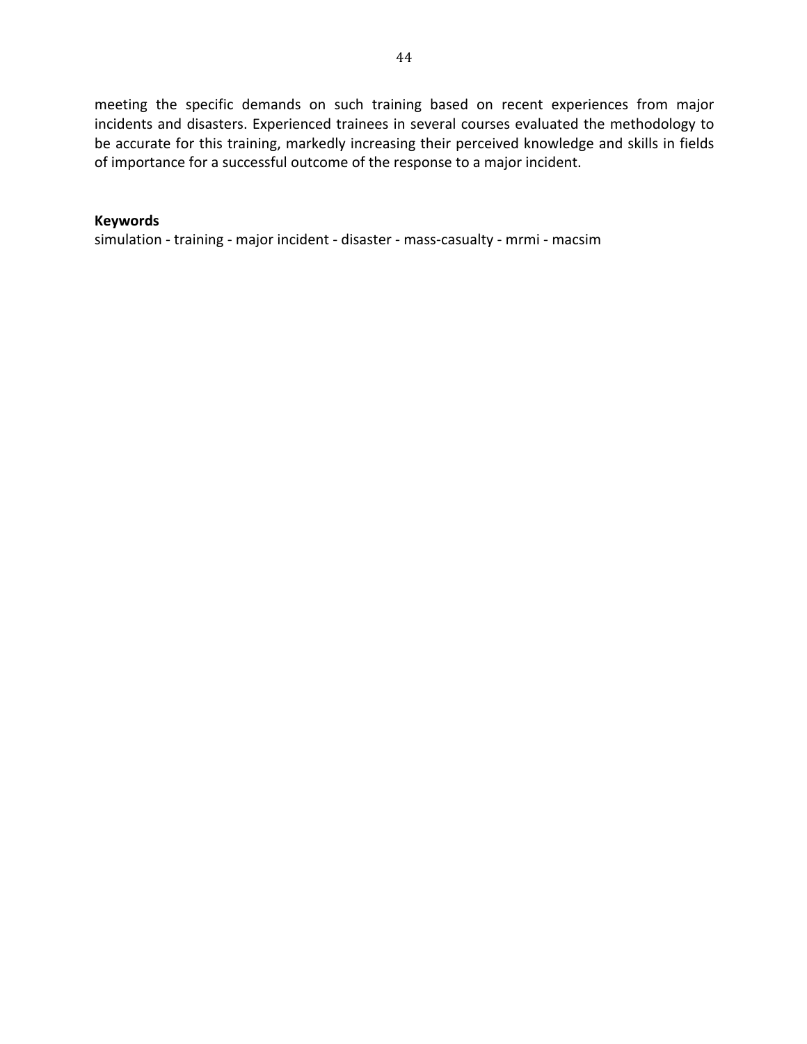meeting the specific demands on such training based on recent experiences from major incidents and disasters. Experienced trainees in several courses evaluated the methodology to be accurate for this training, markedly increasing their perceived knowledge and skills in fields of importance for a successful outcome of the response to a major incident.

**Keywords**
simulation - training - major incident - disaster - mass-casualty - mrmi - macsim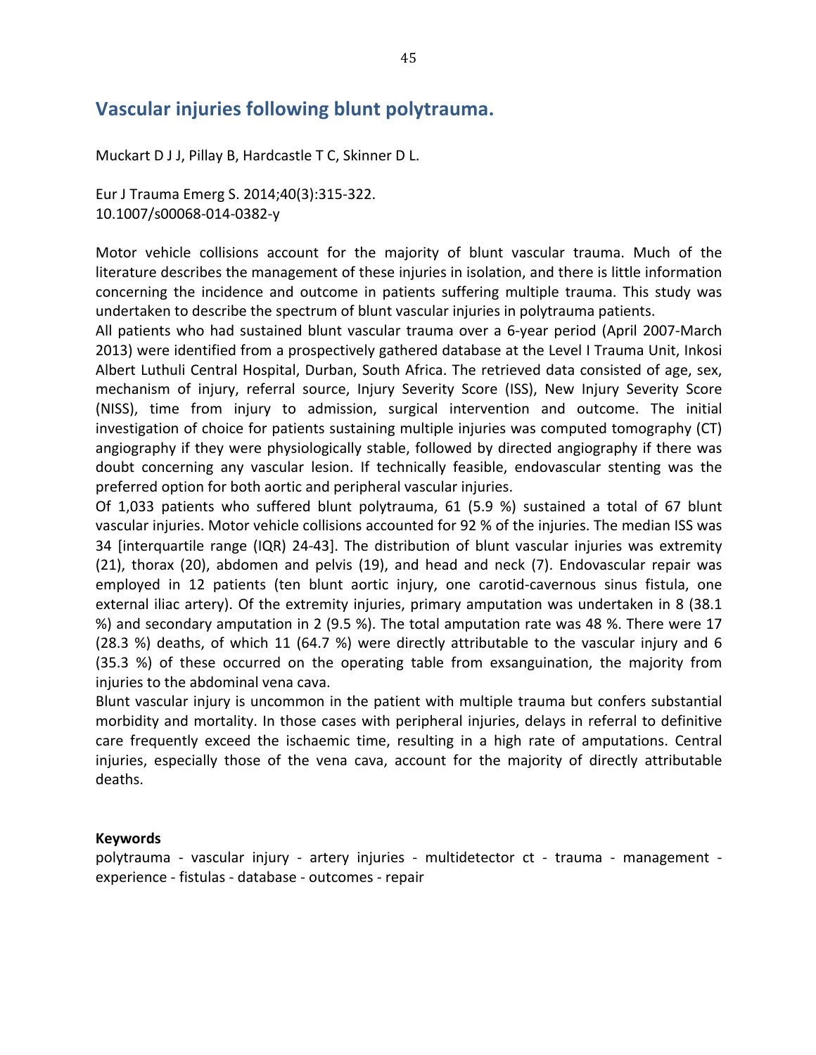## Vascular injuries following blunt polytrauma.

Muckart D J J, Pillay B, Hardcastle T C, Skinner D L.

Eur J Trauma Emerg S. 2014;40(3):315-322.
10.1007/s00068-014-0382-y

Motor vehicle collisions account for the majority of blunt vascular trauma. Much of the literature describes the management of these injuries in isolation, and there is little information concerning the incidence and outcome in patients suffering multiple trauma. This study was undertaken to describe the spectrum of blunt vascular injuries in polytrauma patients.
All patients who had sustained blunt vascular trauma over a 6-year period (April 2007-March 2013) were identified from a prospectively gathered database at the Level I Trauma Unit, Inkosi Albert Luthuli Central Hospital, Durban, South Africa. The retrieved data consisted of age, sex, mechanism of injury, referral source, Injury Severity Score (ISS), New Injury Severity Score (NISS), time from injury to admission, surgical intervention and outcome. The initial investigation of choice for patients sustaining multiple injuries was computed tomography (CT) angiography if they were physiologically stable, followed by directed angiography if there was doubt concerning any vascular lesion. If technically feasible, endovascular stenting was the preferred option for both aortic and peripheral vascular injuries.
Of 1,033 patients who suffered blunt polytrauma, 61 (5.9 %) sustained a total of 67 blunt vascular injuries. Motor vehicle collisions accounted for 92 % of the injuries. The median ISS was 34 [interquartile range (IQR) 24-43]. The distribution of blunt vascular injuries was extremity (21), thorax (20), abdomen and pelvis (19), and head and neck (7). Endovascular repair was employed in 12 patients (ten blunt aortic injury, one carotid-cavernous sinus fistula, one external iliac artery). Of the extremity injuries, primary amputation was undertaken in 8 (38.1 %) and secondary amputation in 2 (9.5 %). The total amputation rate was 48 %. There were 17 (28.3 %) deaths, of which 11 (64.7 %) were directly attributable to the vascular injury and 6 (35.3 %) of these occurred on the operating table from exsanguination, the majority from injuries to the abdominal vena cava.
Blunt vascular injury is uncommon in the patient with multiple trauma but confers substantial morbidity and mortality. In those cases with peripheral injuries, delays in referral to definitive care frequently exceed the ischaemic time, resulting in a high rate of amputations. Central injuries, especially those of the vena cava, account for the majority of directly attributable deaths.

**Keywords**
polytrauma - vascular injury - artery injuries - multidetector ct - trauma - management - experience - fistulas - database - outcomes - repair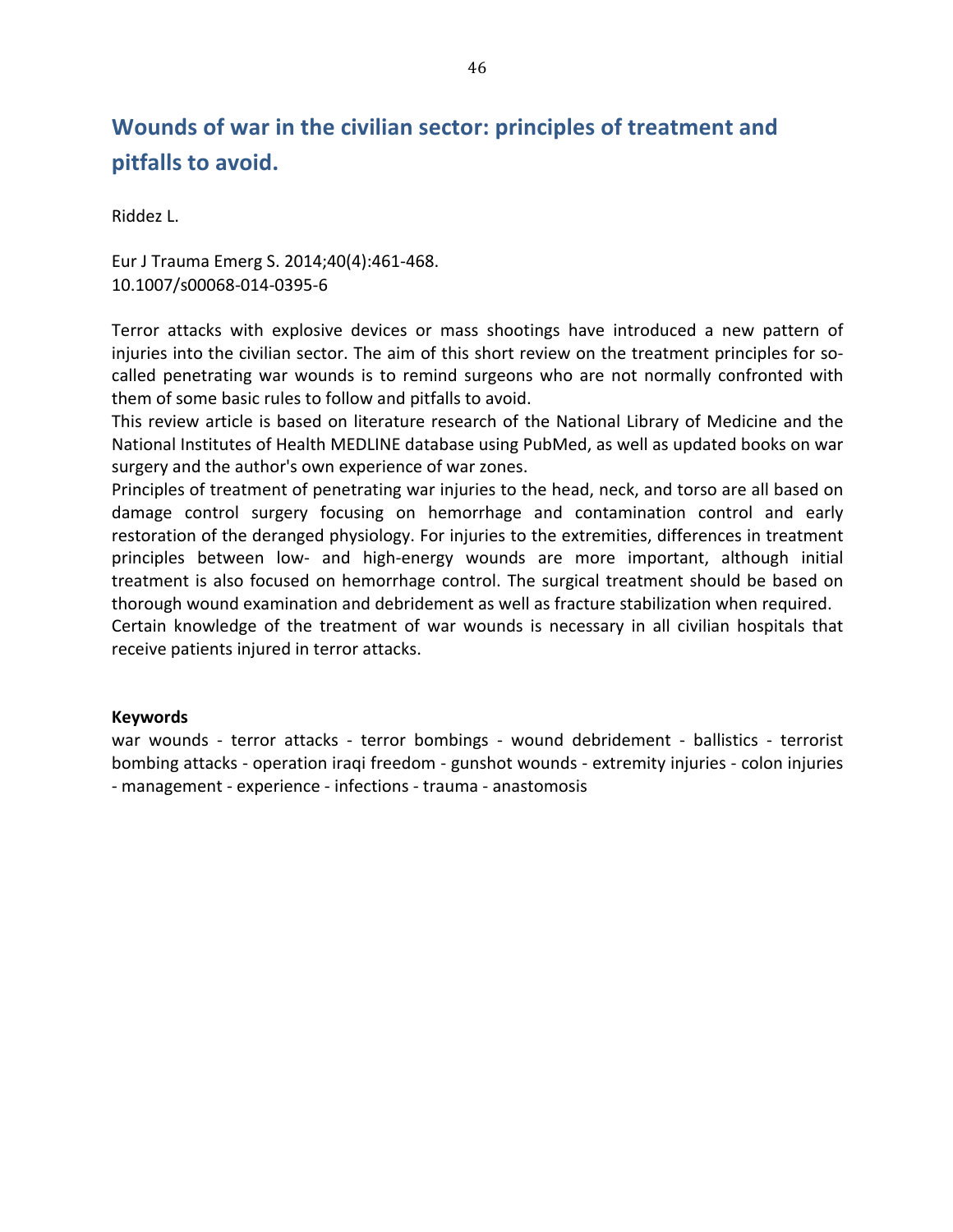## Wounds of war in the civilian sector: principles of treatment and pitfalls to avoid.

Riddez L.

Eur J Trauma Emerg S. 2014;40(4):461-468.
10.1007/s00068-014-0395-6

Terror attacks with explosive devices or mass shootings have introduced a new pattern of injuries into the civilian sector. The aim of this short review on the treatment principles for so-called penetrating war wounds is to remind surgeons who are not normally confronted with them of some basic rules to follow and pitfalls to avoid.
This review article is based on literature research of the National Library of Medicine and the National Institutes of Health MEDLINE database using PubMed, as well as updated books on war surgery and the author's own experience of war zones.
Principles of treatment of penetrating war injuries to the head, neck, and torso are all based on damage control surgery focusing on hemorrhage and contamination control and early restoration of the deranged physiology. For injuries to the extremities, differences in treatment principles between low- and high-energy wounds are more important, although initial treatment is also focused on hemorrhage control. The surgical treatment should be based on thorough wound examination and debridement as well as fracture stabilization when required.
Certain knowledge of the treatment of war wounds is necessary in all civilian hospitals that receive patients injured in terror attacks.

**Keywords**
war wounds - terror attacks - terror bombings - wound debridement - ballistics - terrorist bombing attacks - operation iraqi freedom - gunshot wounds - extremity injuries - colon injuries - management - experience - infections - trauma - anastomosis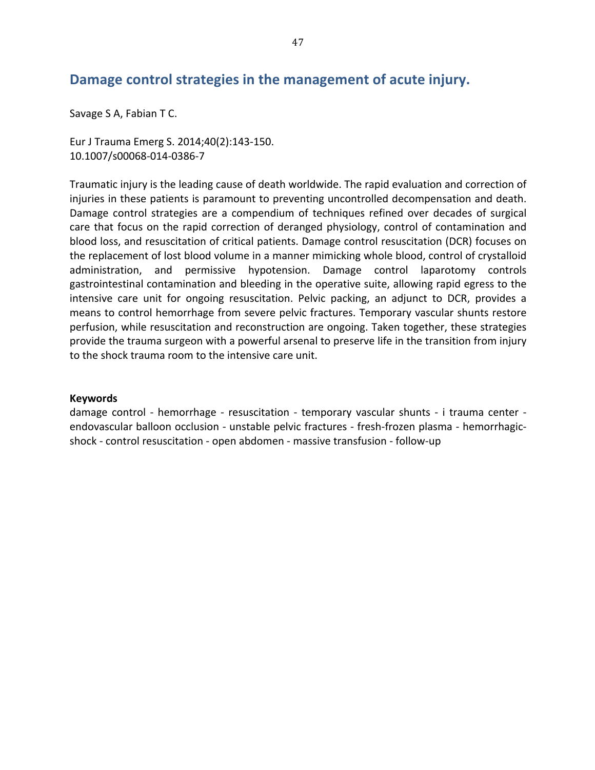## Damage control strategies in the management of acute injury.

Savage S A, Fabian T C.

Eur J Trauma Emerg S. 2014;40(2):143-150.
10.1007/s00068-014-0386-7

Traumatic injury is the leading cause of death worldwide. The rapid evaluation and correction of injuries in these patients is paramount to preventing uncontrolled decompensation and death. Damage control strategies are a compendium of techniques refined over decades of surgical care that focus on the rapid correction of deranged physiology, control of contamination and blood loss, and resuscitation of critical patients. Damage control resuscitation (DCR) focuses on the replacement of lost blood volume in a manner mimicking whole blood, control of crystalloid administration, and permissive hypotension. Damage control laparotomy controls gastrointestinal contamination and bleeding in the operative suite, allowing rapid egress to the intensive care unit for ongoing resuscitation. Pelvic packing, an adjunct to DCR, provides a means to control hemorrhage from severe pelvic fractures. Temporary vascular shunts restore perfusion, while resuscitation and reconstruction are ongoing. Taken together, these strategies provide the trauma surgeon with a powerful arsenal to preserve life in the transition from injury to the shock trauma room to the intensive care unit.

**Keywords**

damage control - hemorrhage - resuscitation - temporary vascular shunts - i trauma center - endovascular balloon occlusion - unstable pelvic fractures - fresh-frozen plasma - hemorrhagic-shock - control resuscitation - open abdomen - massive transfusion - follow-up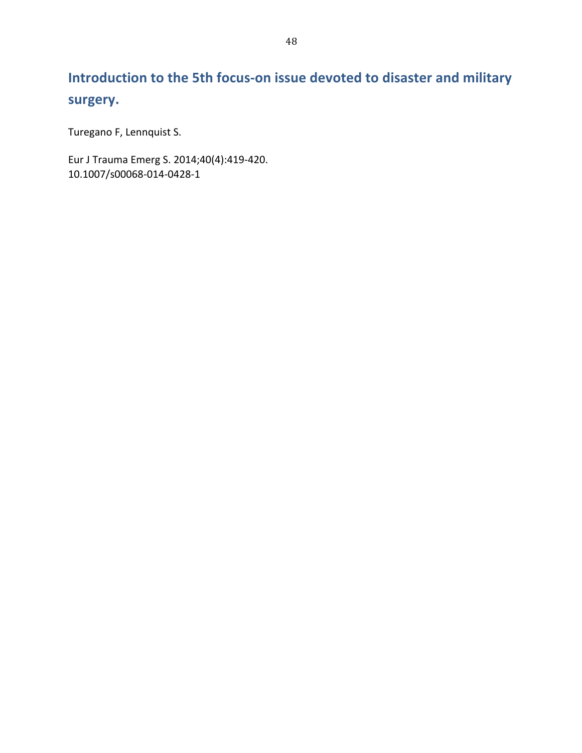## Introduction to the 5th focus-on issue devoted to disaster and military surgery.

Turegano F, Lennquist S.

Eur J Trauma Emerg S. 2014;40(4):419-420.
10.1007/s00068-014-0428-1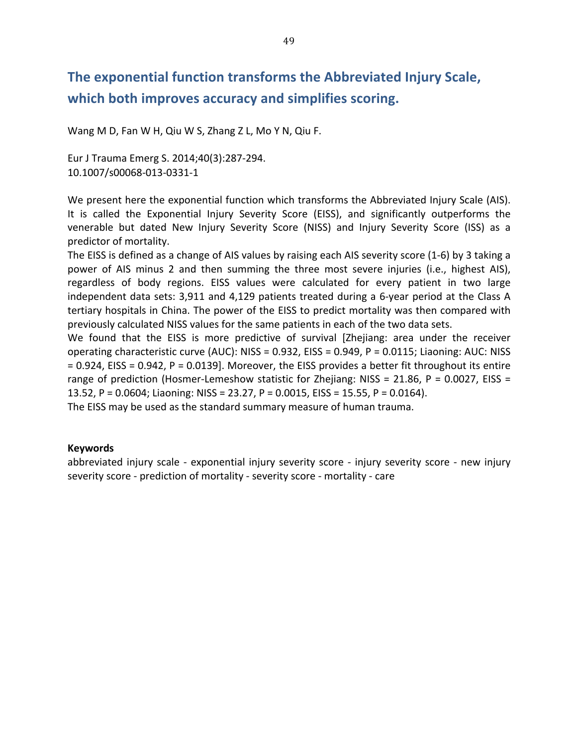## The exponential function transforms the Abbreviated Injury Scale, which both improves accuracy and simplifies scoring.

Wang M D, Fan W H, Qiu W S, Zhang Z L, Mo Y N, Qiu F.

Eur J Trauma Emerg S. 2014;40(3):287-294.
10.1007/s00068-013-0331-1

We present here the exponential function which transforms the Abbreviated Injury Scale (AIS). It is called the Exponential Injury Severity Score (EISS), and significantly outperforms the venerable but dated New Injury Severity Score (NISS) and Injury Severity Score (ISS) as a predictor of mortality.

The EISS is defined as a change of AIS values by raising each AIS severity score (1-6) by 3 taking a power of AIS minus 2 and then summing the three most severe injuries (i.e., highest AIS), regardless of body regions. EISS values were calculated for every patient in two large independent data sets: 3,911 and 4,129 patients treated during a 6-year period at the Class A tertiary hospitals in China. The power of the EISS to predict mortality was then compared with previously calculated NISS values for the same patients in each of the two data sets.

We found that the EISS is more predictive of survival [Zhejiang: area under the receiver operating characteristic curve (AUC): NISS = 0.932, EISS = 0.949, P = 0.0115; Liaoning: AUC: NISS = 0.924, EISS = 0.942, P = 0.0139]. Moreover, the EISS provides a better fit throughout its entire range of prediction (Hosmer-Lemeshow statistic for Zhejiang: NISS = 21.86, P = 0.0027, EISS = 13.52, P = 0.0604; Liaoning: NISS = 23.27, P = 0.0015, EISS = 15.55, P = 0.0164).

The EISS may be used as the standard summary measure of human trauma.

**Keywords**

abbreviated injury scale - exponential injury severity score - injury severity score - new injury severity score - prediction of mortality - severity score - mortality - care